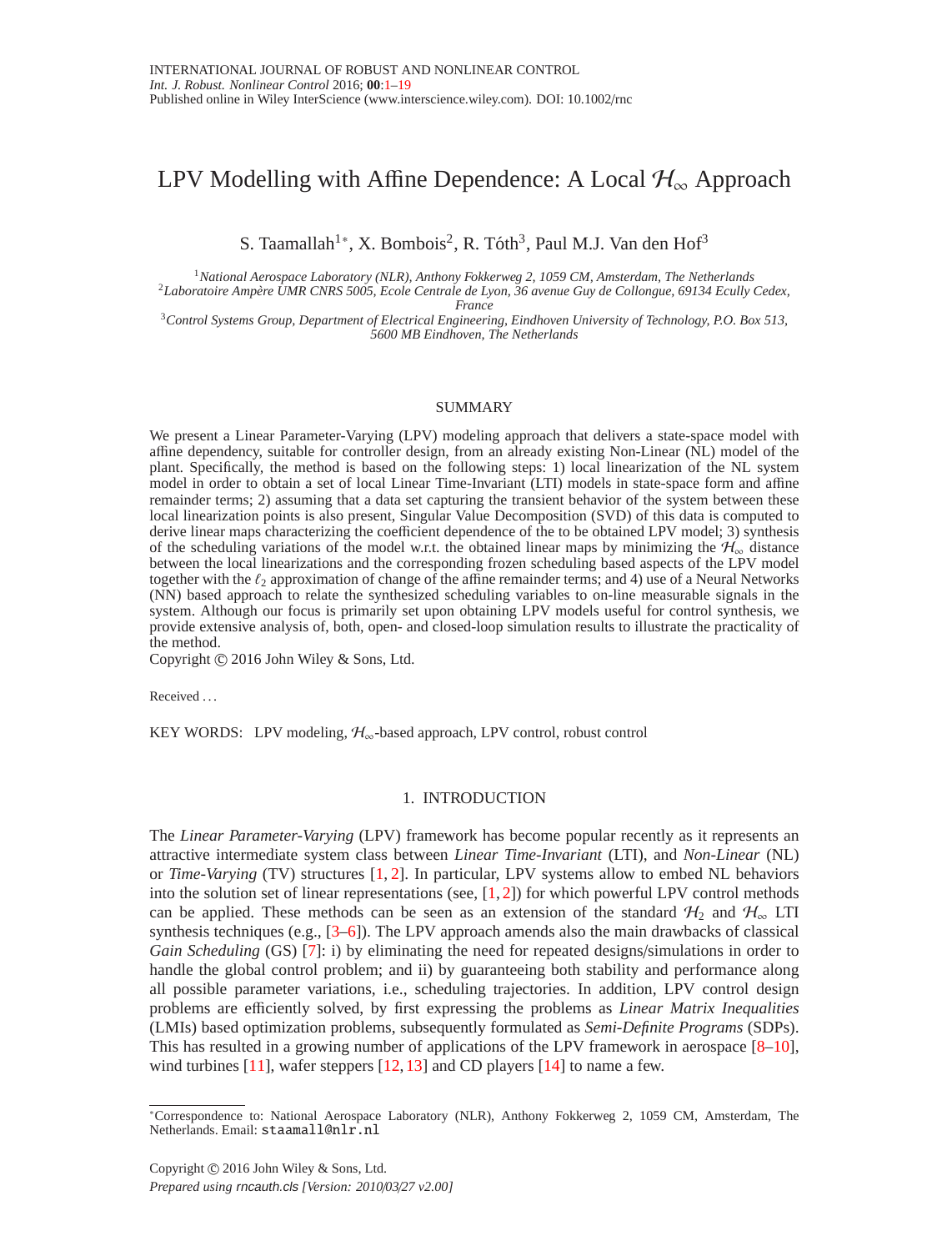# LPV Modelling with Affine Dependence: A Local $\mathcal{H}_\infty$ Approach

S. Taamallah[1*], X. Bombois[2], R. Tóth[3], Paul M.J. Van den Hof[3]

[1] *National Aerospace Laboratory (NLR), Anthony Fokkerweg 2, 1059 CM, Amsterdam, The Netherlands*
[2] *Laboratoire Ampère UMR CNRS 5005, Ecole Centrale de Lyon, 36 avenue Guy de Collongue, 69134 Ecully Cedex, France*
[3] *Control Systems Group, Department of Electrical Engineering, Eindhoven University of Technology, P.O. Box 513, 5600 MB Eindhoven, The Netherlands*

## SUMMARY

We present a Linear Parameter-Varying (LPV) modeling approach that delivers a state-space model with affine dependency, suitable for controller design, from an already existing Non-Linear (NL) model of the plant. Specifically, the method is based on the following steps: 1) local linearization of the NL system model in order to obtain a set of local Linear Time-Invariant (LTI) models in state-space form and affine remainder terms; 2) assuming that a data set capturing the transient behavior of the system between these local linearization points is also present, Singular Value Decomposition (SVD) of this data is computed to derive linear maps characterizing the coefficient dependence of the to be obtained LPV model; 3) synthesis of the scheduling variations of the model w.r.t. the obtained linear maps by minimizing the $\mathcal{H}_\infty$ distance between the local linearizations and the corresponding frozen scheduling based aspects of the LPV model together with the $\ell_2$ approximation of change of the affine remainder terms; and 4) use of a Neural Networks (NN) based approach to relate the synthesized scheduling variables to on-line measurable signals in the system. Although our focus is primarily set upon obtaining LPV models useful for control synthesis, we provide extensive analysis of, both, open- and closed-loop simulation results to illustrate the practicality of the method.
Copyright © 2016 John Wiley & Sons, Ltd.

Received ...

KEY WORDS: LPV modeling, $\mathcal{H}_\infty$-based approach, LPV control, robust control

## 1. INTRODUCTION

The *Linear Parameter-Varying* (LPV) framework has become popular recently as it represents an attractive intermediate system class between *Linear Time-Invariant* (LTI), and *Non-Linear* (NL) or *Time-Varying* (TV) structures [1, 2]. In particular, LPV systems allow to embed NL behaviors into the solution set of linear representations (see, [1, 2]) for which powerful LPV control methods can be applied. These methods can be seen as an extension of the standard $\mathcal{H}_2$ and $\mathcal{H}_\infty$ LTI synthesis techniques (e.g., [3–6]). The LPV approach amends also the main drawbacks of classical *Gain Scheduling* (GS) [7]: i) by eliminating the need for repeated designs/simulations in order to handle the global control problem; and ii) by guaranteeing both stability and performance along all possible parameter variations, i.e., scheduling trajectories. In addition, LPV control design problems are efficiently solved, by first expressing the problems as *Linear Matrix Inequalities* (LMIs) based optimization problems, subsequently formulated as *Semi-Definite Programs* (SDPs). This has resulted in a growing number of applications of the LPV framework in aerospace [8–10], wind turbines [11], wafer steppers [12, 13] and CD players [14] to name a few.

*Correspondence to: National Aerospace Laboratory (NLR), Anthony Fokkerweg 2, 1059 CM, Amsterdam, The Netherlands. Email: staamall@nlr.nl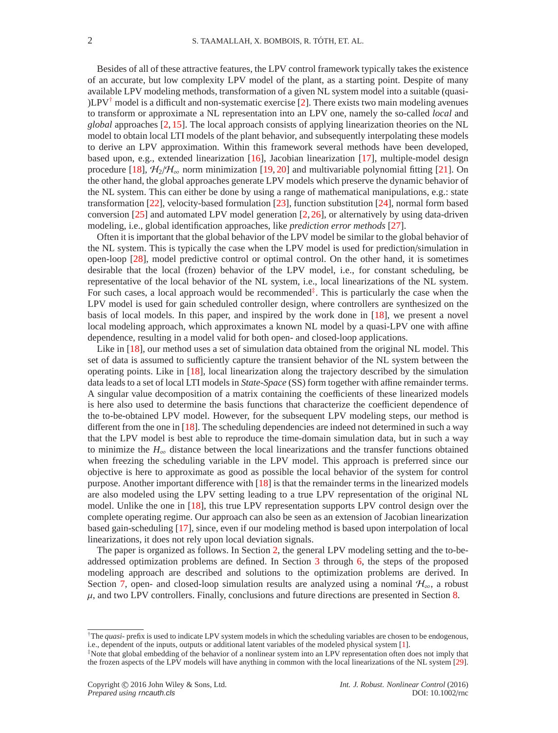Besides of all of these attractive features, the LPV control framework typically takes the existence of an accurate, but low complexity LPV model of the plant, as a starting point. Despite of many available LPV modeling methods, transformation of a given NL system model into a suitable (quasi-)LPV[†] model is a difficult and non-systematic exercise [2]. There exists two main modeling avenues to transform or approximate a NL representation into an LPV one, namely the so-called *local* and *global* approaches [2, 15]. The local approach consists of applying linearization theories on the NL model to obtain local LTI models of the plant behavior, and subsequently interpolating these models to derive an LPV approximation. Within this framework several methods have been developed, based upon, e.g., extended linearization [16], Jacobian linearization [17], multiple-model design procedure [18], $\mathcal{H}_2/\mathcal{H}_\infty$ norm minimization [19, 20] and multivariable polynomial fitting [21]. On the other hand, the global approaches generate LPV models which preserve the dynamic behavior of the NL system. This can either be done by using a range of mathematical manipulations, e.g.: state transformation [22], velocity-based formulation [23], function substitution [24], normal form based conversion [25] and automated LPV model generation [2, 26], or alternatively by using data-driven modeling, i.e., global identification approaches, like *prediction error methods* [27].

Often it is important that the global behavior of the LPV model be similar to the global behavior of the NL system. This is typically the case when the LPV model is used for prediction/simulation in open-loop [28], model predictive control or optimal control. On the other hand, it is sometimes desirable that the local (frozen) behavior of the LPV model, i.e., for constant scheduling, be representative of the local behavior of the NL system, i.e., local linearizations of the NL system. For such cases, a local approach would be recommended[‡]. This is particularly the case when the LPV model is used for gain scheduled controller design, where controllers are synthesized on the basis of local models. In this paper, and inspired by the work done in [18], we present a novel local modeling approach, which approximates a known NL model by a quasi-LPV one with affine dependence, resulting in a model valid for both open- and closed-loop applications.

Like in [18], our method uses a set of simulation data obtained from the original NL model. This set of data is assumed to sufficiently capture the transient behavior of the NL system between the operating points. Like in [18], local linearization along the trajectory described by the simulation data leads to a set of local LTI models in *State-Space* (SS) form together with affine remainder terms. A singular value decomposition of a matrix containing the coefficients of these linearized models is here also used to determine the basis functions that characterize the coefficient dependence of the to-be-obtained LPV model. However, for the subsequent LPV modeling steps, our method is different from the one in [18]. The scheduling dependencies are indeed not determined in such a way that the LPV model is best able to reproduce the time-domain simulation data, but in such a way to minimize the $H_\infty$ distance between the local linearizations and the transfer functions obtained when freezing the scheduling variable in the LPV model. This approach is preferred since our objective is here to approximate as good as possible the local behavior of the system for control purpose. Another important difference with [18] is that the remainder terms in the linearized models are also modeled using the LPV setting leading to a true LPV representation of the original NL model. Unlike the one in [18], this true LPV representation supports LPV control design over the complete operating regime. Our approach can also be seen as an extension of Jacobian linearization based gain-scheduling [17], since, even if our modeling method is based upon interpolation of local linearizations, it does not rely upon local deviation signals.

The paper is organized as follows. In Section 2, the general LPV modeling setting and the to-be-addressed optimization problems are defined. In Section 3 through 6, the steps of the proposed modeling approach are described and solutions to the optimization problems are derived. In Section 7, open- and closed-loop simulation results are analyzed using a nominal $\mathcal{H}_\infty$, a robust $\mu$, and two LPV controllers. Finally, conclusions and future directions are presented in Section 8.

---

[†] The *quasi-* prefix is used to indicate LPV system models in which the scheduling variables are chosen to be endogenous, i.e., dependent of the inputs, outputs or additional latent variables of the modeled physical system [1].

[‡] Note that global embedding of the behavior of a nonlinear system into an LPV representation often does not imply that the frozen aspects of the LPV models will have anything in common with the local linearizations of the NL system [29].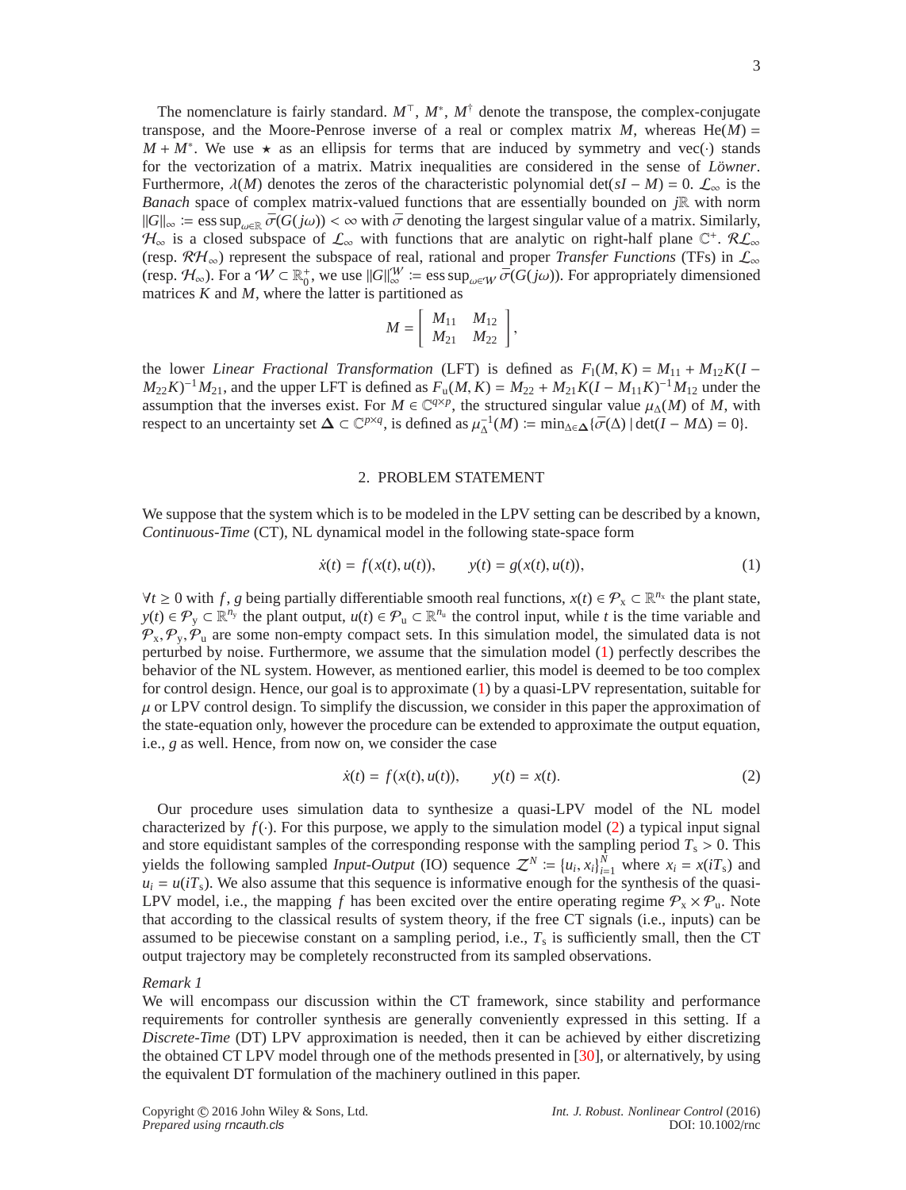The nomenclature is fairly standard. $M^\top$, $M^*$, $M^\dagger$ denote the transpose, the complex-conjugate transpose, and the Moore-Penrose inverse of a real or complex matrix $M$, whereas $\mathrm{He}(M) = M + M^*$. We use $\star$ as an ellipsis for terms that are induced by symmetry and $\mathrm{vec}(\cdot)$ stands for the vectorization of a matrix. Matrix inequalities are considered in the sense of *Löwner*. Furthermore, $\lambda(M)$ denotes the zeros of the characteristic polynomial $\det(sI - M) = 0$. $\mathcal{L}_\infty$ is the *Banach* space of complex matrix-valued functions that are essentially bounded on $j\mathbb{R}$ with norm $\|G\|_\infty := \mathrm{ess\,sup}_{\omega\in\mathbb{R}}\, \bar{\sigma}(G(j\omega)) < \infty$ with $\bar{\sigma}$ denoting the largest singular value of a matrix. Similarly, $\mathcal{H}_\infty$ is a closed subspace of $\mathcal{L}_\infty$ with functions that are analytic on right-half plane $\mathbb{C}^+$. $\mathcal{RL}_\infty$ (resp. $\mathcal{RH}_\infty$) represent the subspace of real, rational and proper *Transfer Functions* (TFs) in $\mathcal{L}_\infty$ (resp. $\mathcal{H}_\infty$). For a $\mathcal{W} \subset \mathbb{R}_0^+$, we use $\|G\|_\infty^{\mathcal{W}} := \mathrm{ess\,sup}_{\omega\in\mathcal{W}}\, \bar{\sigma}(G(j\omega))$. For appropriately dimensioned matrices $K$ and $M$, where the latter is partitioned as

$$M = \begin{bmatrix} M_{11} & M_{12} \\ M_{21} & M_{22} \end{bmatrix},$$

the lower *Linear Fractional Transformation* (LFT) is defined as $F_\mathrm{l}(M, K) = M_{11} + M_{12}K(I - M_{22}K)^{-1}M_{21}$, and the upper LFT is defined as $F_\mathrm{u}(M, K) = M_{22} + M_{21}K(I - M_{11}K)^{-1}M_{12}$ under the assumption that the inverses exist. For $M \in \mathbb{C}^{q\times p}$, the structured singular value $\mu_\Delta(M)$ of $M$, with respect to an uncertainty set $\boldsymbol{\Delta} \subset \mathbb{C}^{p\times q}$, is defined as $\mu_\Delta^{-1}(M) := \min_{\Delta\in\boldsymbol{\Delta}}\{\bar{\sigma}(\Delta) \mid \det(I - M\Delta) = 0\}$.

## 2. PROBLEM STATEMENT

We suppose that the system which is to be modeled in the LPV setting can be described by a known, *Continuous-Time* (CT), NL dynamical model in the following state-space form

$$\dot{x}(t) = f(x(t), u(t)), \qquad y(t) = g(x(t), u(t)), \tag{1}$$

$\forall t \geq 0$ with $f$, $g$ being partially differentiable smooth real functions, $x(t) \in \mathcal{P}_\mathrm{x} \subset \mathbb{R}^{n_\mathrm{x}}$ the plant state, $y(t) \in \mathcal{P}_\mathrm{y} \subset \mathbb{R}^{n_\mathrm{y}}$ the plant output, $u(t) \in \mathcal{P}_\mathrm{u} \subset \mathbb{R}^{n_\mathrm{u}}$ the control input, while $t$ is the time variable and $\mathcal{P}_\mathrm{x}, \mathcal{P}_\mathrm{y}, \mathcal{P}_\mathrm{u}$ are some non-empty compact sets. In this simulation model, the simulated data is not perturbed by noise. Furthermore, we assume that the simulation model (1) perfectly describes the behavior of the NL system. However, as mentioned earlier, this model is deemed to be too complex for control design. Hence, our goal is to approximate (1) by a quasi-LPV representation, suitable for $\mu$ or LPV control design. To simplify the discussion, we consider in this paper the approximation of the state-equation only, however the procedure can be extended to approximate the output equation, i.e., $g$ as well. Hence, from now on, we consider the case

$$\dot{x}(t) = f(x(t), u(t)), \qquad y(t) = x(t). \tag{2}$$

Our procedure uses simulation data to synthesize a quasi-LPV model of the NL model characterized by $f(\cdot)$. For this purpose, we apply to the simulation model (2) a typical input signal and store equidistant samples of the corresponding response with the sampling period $T_\mathrm{s} > 0$. This yields the following sampled *Input-Output* (IO) sequence $\mathcal{Z}^N := \{u_i, x_i\}_{i=1}^N$ where $x_i = x(iT_\mathrm{s})$ and $u_i = u(iT_\mathrm{s})$. We also assume that this sequence is informative enough for the synthesis of the quasi-LPV model, i.e., the mapping $f$ has been excited over the entire operating regime $\mathcal{P}_\mathrm{x} \times \mathcal{P}_\mathrm{u}$. Note that according to the classical results of system theory, if the free CT signals (i.e., inputs) can be assumed to be piecewise constant on a sampling period, i.e., $T_\mathrm{s}$ is sufficiently small, then the CT output trajectory may be completely reconstructed from its sampled observations.

*Remark 1*
We will encompass our discussion within the CT framework, since stability and performance requirements for controller synthesis are generally conveniently expressed in this setting. If a *Discrete-Time* (DT) LPV approximation is needed, then it can be achieved by either discretizing the obtained CT LPV model through one of the methods presented in [30], or alternatively, by using the equivalent DT formulation of the machinery outlined in this paper.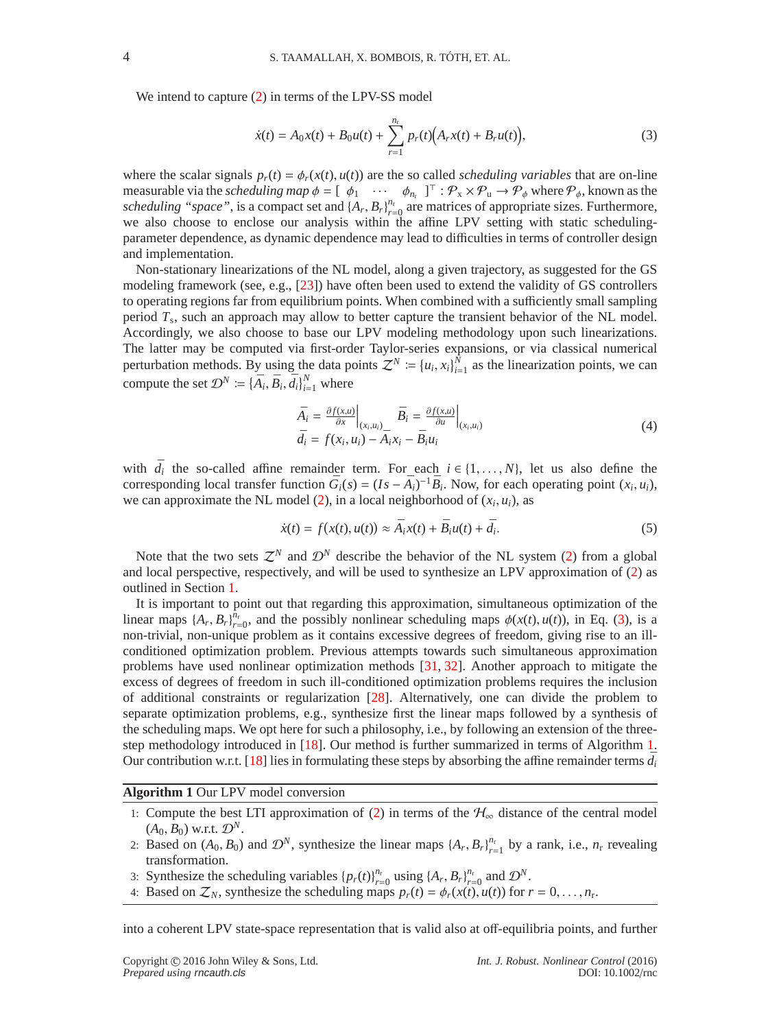We intend to capture (2) in terms of the LPV-SS model

$$\dot{x}(t) = A_0 x(t) + B_0 u(t) + \sum_{r=1}^{n_r} p_r(t)\Big(A_r x(t) + B_r u(t)\Big), \tag{3}$$

where the scalar signals $p_r(t) = \phi_r(x(t), u(t))$ are the so called *scheduling variables* that are on-line measurable via the *scheduling map* $\phi = [\ \phi_1 \quad \cdots \quad \phi_{n_r}\ ]^\top : \mathcal{P}_\mathrm{x} \times \mathcal{P}_\mathrm{u} \to \mathcal{P}_\phi$ where $\mathcal{P}_\phi$, known as the *scheduling "space"*, is a compact set and $\{A_r, B_r\}_{r=0}^{n_r}$ are matrices of appropriate sizes. Furthermore, we also choose to enclose our analysis within the affine LPV setting with static scheduling-parameter dependence, as dynamic dependence may lead to difficulties in terms of controller design and implementation.

Non-stationary linearizations of the NL model, along a given trajectory, as suggested for the GS modeling framework (see, e.g., [23]) have often been used to extend the validity of GS controllers to operating regions far from equilibrium points. When combined with a sufficiently small sampling period $T_\mathrm{s}$, such an approach may allow to better capture the transient behavior of the NL model. Accordingly, we also choose to base our LPV modeling methodology upon such linearizations. The latter may be computed via first-order Taylor-series expansions, or via classical numerical perturbation methods. By using the data points $\mathcal{Z}^N := \{u_i, x_i\}_{i=1}^N$ as the linearization points, we can compute the set $\mathcal{D}^N := \{\bar{A}_i, \bar{B}_i, \bar{d}_i\}_{i=1}^N$ where

$$\begin{aligned} \bar{A}_i &= \left.\tfrac{\partial f(x,u)}{\partial x}\right|_{(x_i,u_i)} \quad \bar{B}_i = \left.\tfrac{\partial f(x,u)}{\partial u}\right|_{(x_i,u_i)} \\ \bar{d}_i &= f(x_i, u_i) - \bar{A}_i x_i - \bar{B}_i u_i \end{aligned} \tag{4}$$

with $\bar{d}_i$ the so-called affine remainder term. For each $i \in \{1, \ldots, N\}$, let us also define the corresponding local transfer function $\bar{G}_i(s) = (Is - \bar{A}_i)^{-1}\bar{B}_i$. Now, for each operating point $(x_i, u_i)$, we can approximate the NL model (2), in a local neighborhood of $(x_i, u_i)$, as

$$\dot{x}(t) = f(x(t), u(t)) \approx \bar{A}_i x(t) + \bar{B}_i u(t) + \bar{d}_i. \tag{5}$$

Note that the two sets $\mathcal{Z}^N$ and $\mathcal{D}^N$ describe the behavior of the NL system (2) from a global and local perspective, respectively, and will be used to synthesize an LPV approximation of (2) as outlined in Section 1.

It is important to point out that regarding this approximation, simultaneous optimization of the linear maps $\{A_r, B_r\}_{r=0}^{n_r}$, and the possibly nonlinear scheduling maps $\phi(x(t), u(t))$, in Eq. (3), is a non-trivial, non-unique problem as it contains excessive degrees of freedom, giving rise to an ill-conditioned optimization problem. Previous attempts towards such simultaneous approximation problems have used nonlinear optimization methods [31, 32]. Another approach to mitigate the excess of degrees of freedom in such ill-conditioned optimization problems requires the inclusion of additional constraints or regularization [28]. Alternatively, one can divide the problem to separate optimization problems, e.g., synthesize first the linear maps followed by a synthesis of the scheduling maps. We opt here for such a philosophy, i.e., by following an extension of the three-step methodology introduced in [18]. Our method is further summarized in terms of Algorithm 1. Our contribution w.r.t. [18] lies in formulating these steps by absorbing the affine remainder terms $\bar{d}_i$

**Algorithm 1** Our LPV model conversion

1. Compute the best LTI approximation of (2) in terms of the $\mathcal{H}_\infty$ distance of the central model $(A_0, B_0)$ w.r.t. $\mathcal{D}^N$.
2. Based on $(A_0, B_0)$ and $\mathcal{D}^N$, synthesize the linear maps $\{A_r, B_r\}_{r=1}^{n_r}$ by a rank, i.e., $n_r$ revealing transformation.
3. Synthesize the scheduling variables $\{p_r(t)\}_{r=0}^{n_r}$ using $\{A_r, B_r\}_{r=0}^{n_r}$ and $\mathcal{D}^N$.
4. Based on $\mathcal{Z}_N$, synthesize the scheduling maps $p_r(t) = \phi_r(x(t), u(t))$ for $r = 0, \ldots, n_r$.

into a coherent LPV state-space representation that is valid also at off-equilibria points, and further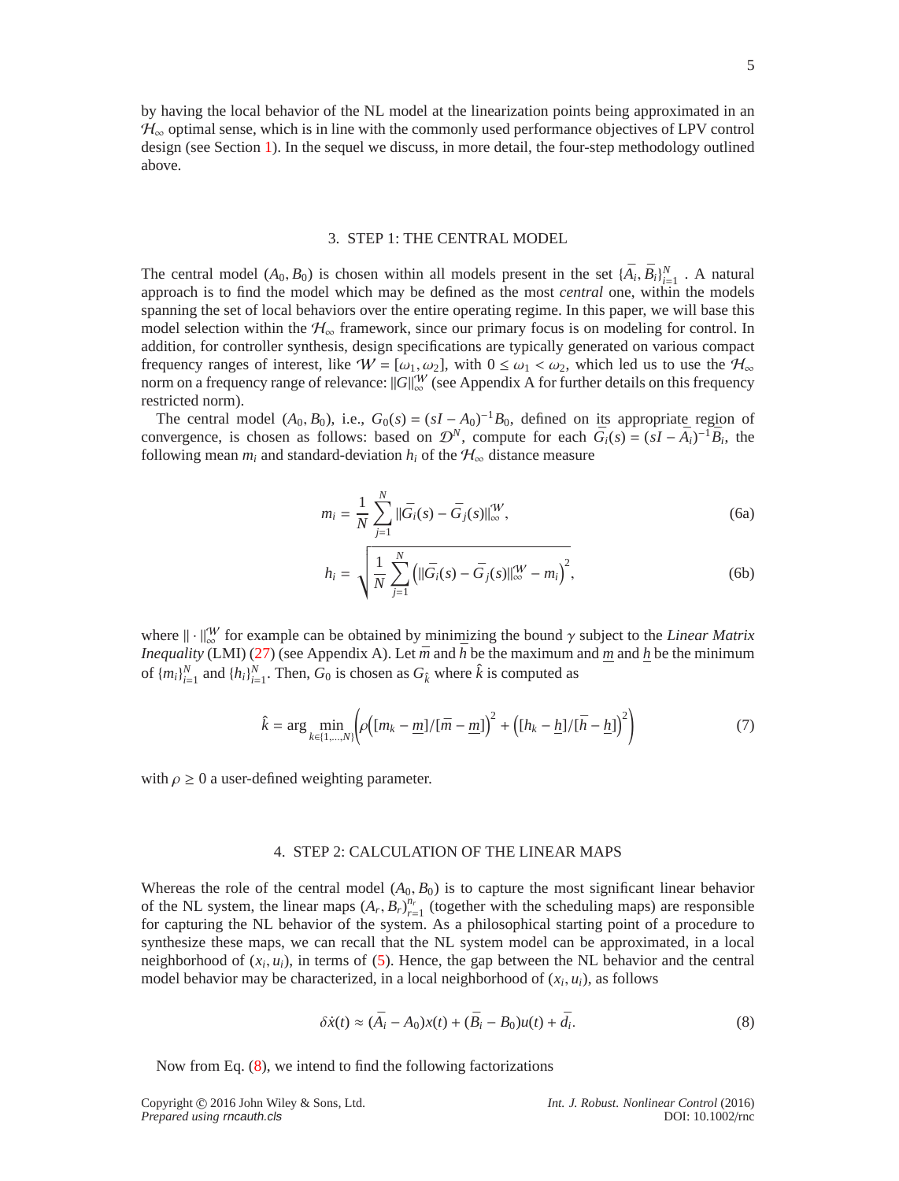by having the local behavior of the NL model at the linearization points being approximated in an $\mathcal{H}_\infty$ optimal sense, which is in line with the commonly used performance objectives of LPV control design (see Section 1). In the sequel we discuss, in more detail, the four-step methodology outlined above.

## 3. STEP 1: THE CENTRAL MODEL

The central model $(A_0, B_0)$ is chosen within all models present in the set $\{\bar{A}_i, \bar{B}_i\}_{i=1}^N$ . A natural approach is to find the model which may be defined as the most *central* one, within the models spanning the set of local behaviors over the entire operating regime. In this paper, we will base this model selection within the $\mathcal{H}_\infty$ framework, since our primary focus is on modeling for control. In addition, for controller synthesis, design specifications are typically generated on various compact frequency ranges of interest, like $\mathcal{W} = [\omega_1, \omega_2]$, with $0 \leq \omega_1 < \omega_2$, which led us to use the $\mathcal{H}_\infty$ norm on a frequency range of relevance: $\|G\|_\infty^{\mathcal{W}}$ (see Appendix A for further details on this frequency restricted norm).

The central model $(A_0, B_0)$, i.e., $G_0(s) = (sI - A_0)^{-1}B_0$, defined on its appropriate region of convergence, is chosen as follows: based on $\mathcal{D}^N$, compute for each $\bar{G}_i(s) = (sI - \bar{A}_i)^{-1}\bar{B}_i$, the following mean $m_i$ and standard-deviation $h_i$ of the $\mathcal{H}_\infty$ distance measure

$$
m_i = \frac{1}{N}\sum_{j=1}^{N} \|\bar{G}_i(s) - \bar{G}_j(s)\|_\infty^{\mathcal{W}}, \tag{6a}
$$

$$
h_i = \sqrt{\frac{1}{N}\sum_{j=1}^{N} \left(\|\bar{G}_i(s) - \bar{G}_j(s)\|_\infty^{\mathcal{W}} - m_i\right)^2}, \tag{6b}
$$

where $\|\cdot\|_\infty^{\mathcal{W}}$ for example can be obtained by minimizing the bound $\gamma$ subject to the *Linear Matrix Inequality* (LMI) (27) (see Appendix A). Let $\bar{m}$ and $\bar{h}$ be the maximum and $\underline{m}$ and $\underline{h}$ be the minimum of $\{m_i\}_{i=1}^N$ and $\{h_i\}_{i=1}^N$. Then, $G_0$ is chosen as $G_{\hat{k}}$ where $\hat{k}$ is computed as

$$
\hat{k} = \arg\min_{k \in \{1,\ldots,N\}} \left(\rho\Big([m_k - \underline{m}]/[\bar{m} - \underline{m}]\Big)^2 + \Big([h_k - \underline{h}]/[\bar{h} - \underline{h}]\Big)^2\right) \tag{7}
$$

with $\rho \geq 0$ a user-defined weighting parameter.

## 4. STEP 2: CALCULATION OF THE LINEAR MAPS

Whereas the role of the central model $(A_0, B_0)$ is to capture the most significant linear behavior of the NL system, the linear maps $(A_r, B_r)_{r=1}^{n_r}$ (together with the scheduling maps) are responsible for capturing the NL behavior of the system. As a philosophical starting point of a procedure to synthesize these maps, we can recall that the NL system model can be approximated, in a local neighborhood of $(x_i, u_i)$, in terms of (5). Hence, the gap between the NL behavior and the central model behavior may be characterized, in a local neighborhood of $(x_i, u_i)$, as follows

$$
\delta\dot{x}(t) \approx (\bar{A}_i - A_0)x(t) + (\bar{B}_i - B_0)u(t) + \bar{d}_i. \tag{8}
$$

Now from Eq. (8), we intend to find the following factorizations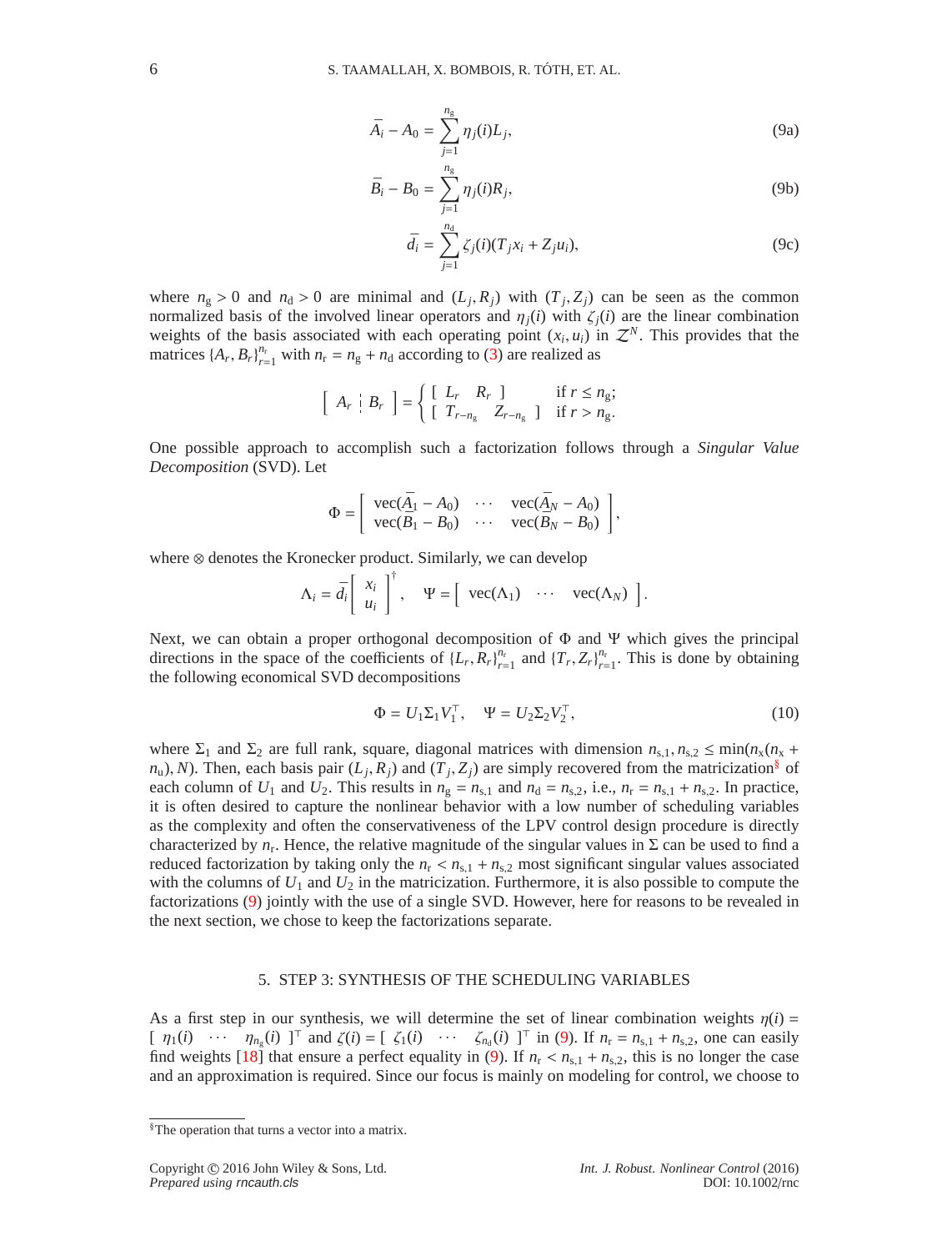$$\bar{A}_i - A_0 = \sum_{j=1}^{n_\mathrm{g}} \eta_j(i) L_j, \tag{9a}$$

$$\bar{B}_i - B_0 = \sum_{j=1}^{n_\mathrm{g}} \eta_j(i) R_j, \tag{9b}$$

$$\bar{d}_i = \sum_{j=1}^{n_\mathrm{d}} \zeta_j(i)(T_j x_i + Z_j u_i), \tag{9c}$$

where $n_\mathrm{g} > 0$ and $n_\mathrm{d} > 0$ are minimal and $(L_j, R_j)$ with $(T_j, Z_j)$ can be seen as the common normalized basis of the involved linear operators and $\eta_j(i)$ with $\zeta_j(i)$ are the linear combination weights of the basis associated with each operating point $(x_i, u_i)$ in $\mathcal{Z}^N$. This provides that the matrices $\{A_r, B_r\}_{r=1}^{n_\mathrm{r}}$ with $n_\mathrm{r} = n_\mathrm{g} + n_\mathrm{d}$ according to (3) are realized as

$$\left[\begin{array}{c:c} A_r & B_r \end{array}\right] = \begin{cases} \left[\begin{array}{cc} L_r & R_r \end{array}\right] & \text{if } r \leq n_\mathrm{g}; \\ \left[\begin{array}{cc} T_{r-n_\mathrm{g}} & Z_{r-n_\mathrm{g}} \end{array}\right] & \text{if } r > n_\mathrm{g}. \end{cases}$$

One possible approach to accomplish such a factorization follows through a *Singular Value Decomposition* (SVD). Let

$$\Phi = \left[\begin{array}{ccc} \mathrm{vec}(\bar{A}_1 - A_0) & \cdots & \mathrm{vec}(\bar{A}_N - A_0) \\ \mathrm{vec}(\bar{B}_1 - B_0) & \cdots & \mathrm{vec}(\bar{B}_N - B_0) \end{array}\right],$$

where $\otimes$ denotes the Kronecker product. Similarly, we can develop

$$\Lambda_i = \bar{d}_i \left[\begin{array}{c} x_i \\ u_i \end{array}\right]^\dagger, \quad \Psi = \left[\begin{array}{ccc} \mathrm{vec}(\Lambda_1) & \cdots & \mathrm{vec}(\Lambda_N) \end{array}\right].$$

Next, we can obtain a proper orthogonal decomposition of $\Phi$ and $\Psi$ which gives the principal directions in the space of the coefficients of $\{L_r, R_r\}_{r=1}^{n_\mathrm{r}}$ and $\{T_r, Z_r\}_{r=1}^{n_\mathrm{r}}$. This is done by obtaining the following economical SVD decompositions

$$\Phi = U_1 \Sigma_1 V_1^\top, \quad \Psi = U_2 \Sigma_2 V_2^\top, \tag{10}$$

where $\Sigma_1$ and $\Sigma_2$ are full rank, square, diagonal matrices with dimension $n_{\mathrm{s},1}, n_{\mathrm{s},2} \leq \min(n_\mathrm{x}(n_\mathrm{x} + n_\mathrm{u}), N)$. Then, each basis pair $(L_j, R_j)$ and $(T_j, Z_j)$ are simply recovered from the matricization[§] of each column of $U_1$ and $U_2$. This results in $n_\mathrm{g} = n_{\mathrm{s},1}$ and $n_\mathrm{d} = n_{\mathrm{s},2}$, i.e., $n_\mathrm{r} = n_{\mathrm{s},1} + n_{\mathrm{s},2}$. In practice, it is often desired to capture the nonlinear behavior with a low number of scheduling variables as the complexity and often the conservativeness of the LPV control design procedure is directly characterized by $n_\mathrm{r}$. Hence, the relative magnitude of the singular values in $\Sigma$ can be used to find a reduced factorization by taking only the $n_\mathrm{r} < n_{\mathrm{s},1} + n_{\mathrm{s},2}$ most significant singular values associated with the columns of $U_1$ and $U_2$ in the matricization. Furthermore, it is also possible to compute the factorizations (9) jointly with the use of a single SVD. However, here for reasons to be revealed in the next section, we chose to keep the factorizations separate.

## 5. STEP 3: SYNTHESIS OF THE SCHEDULING VARIABLES

As a first step in our synthesis, we will determine the set of linear combination weights $\eta(i) = [\ \eta_1(i) \ \ \cdots \ \ \eta_{n_\mathrm{g}}(i)\ ]^\top$ and $\zeta(i) = [\ \zeta_1(i) \ \ \cdots \ \ \zeta_{n_\mathrm{d}}(i)\ ]^\top$ in (9). If $n_\mathrm{r} = n_{\mathrm{s},1} + n_{\mathrm{s},2}$, one can easily find weights [18] that ensure a perfect equality in (9). If $n_\mathrm{r} < n_{\mathrm{s},1} + n_{\mathrm{s},2}$, this is no longer the case and an approximation is required. Since our focus is mainly on modeling for control, we choose to

---

[§] The operation that turns a vector into a matrix.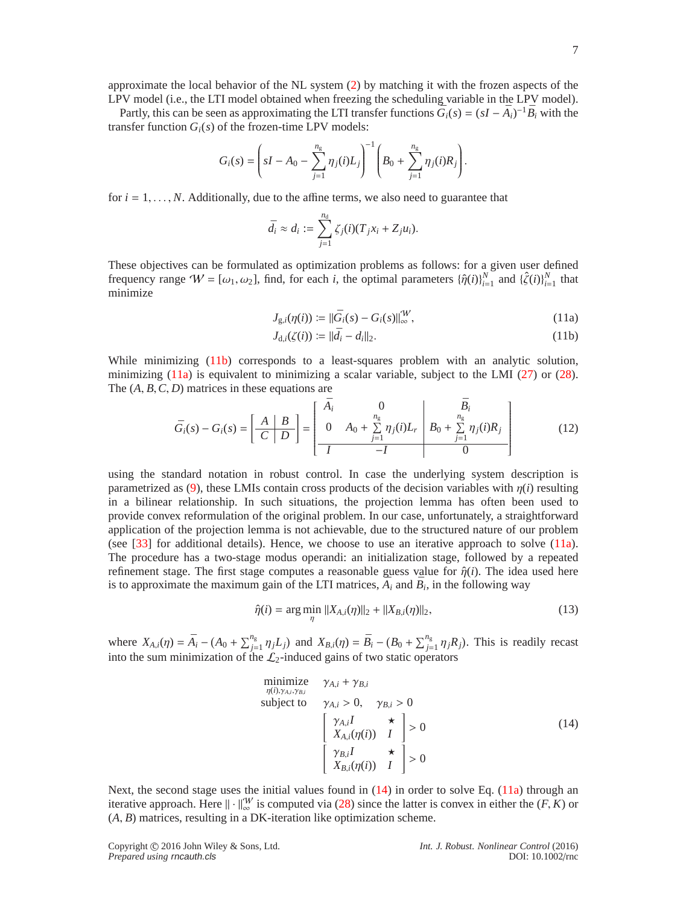approximate the local behavior of the NL system (2) by matching it with the frozen aspects of the LPV model (i.e., the LTI model obtained when freezing the scheduling variable in the LPV model).

Partly, this can be seen as approximating the LTI transfer functions $\bar{G}_i(s) = (sI - \bar{A}_i)^{-1}\bar{B}_i$ with the transfer function $G_i(s)$ of the frozen-time LPV models:

$$G_i(s) = \left(sI - A_0 - \sum_{j=1}^{n_g} \eta_j(i) L_j\right)^{-1} \left(B_0 + \sum_{j=1}^{n_g} \eta_j(i) R_j\right).$$

for $i = 1, \ldots, N$. Additionally, due to the affine terms, we also need to guarantee that

$$\bar{d}_i \approx d_i := \sum_{j=1}^{n_d} \zeta_j(i)(T_j x_i + Z_j u_i).$$

These objectives can be formulated as optimization problems as follows: for a given user defined frequency range $\mathcal{W} = [\omega_1, \omega_2]$, find, for each $i$, the optimal parameters $\{\hat{\eta}(i)\}_{i=1}^N$ and $\{\hat{\zeta}(i)\}_{i=1}^N$ that minimize

$$J_{g,i}(\eta(i)) := \|\bar{G}_i(s) - G_i(s)\|_\infty^{\mathcal{W}}, \tag{11a}$$

$$J_{d,i}(\zeta(i)) := \|\bar{d}_i - d_i\|_2. \tag{11b}$$

While minimizing (11b) corresponds to a least-squares problem with an analytic solution, minimizing (11a) is equivalent to minimizing a scalar variable, subject to the LMI (27) or (28). The $(A, B, C, D)$ matrices in these equations are

$$\bar{G}_i(s) - G_i(s) = \left[\begin{array}{c|c} A & B \\ \hline C & D \end{array}\right] = \left[\begin{array}{cc|c} \bar{A}_i & 0 & \bar{B}_i \\ 0 & A_0 + \sum\limits_{j=1}^{n_g} \eta_j(i) L_r & B_0 + \sum\limits_{j=1}^{n_g} \eta_j(i) R_j \\ \hline I & -I & 0 \end{array}\right] \tag{12}$$

using the standard notation in robust control. In case the underlying system description is parametrized as (9), these LMIs contain cross products of the decision variables with $\eta(i)$ resulting in a bilinear relationship. In such situations, the projection lemma has often been used to provide convex reformulation of the original problem. In our case, unfortunately, a straightforward application of the projection lemma is not achievable, due to the structured nature of our problem (see [33] for additional details). Hence, we choose to use an iterative approach to solve (11a). The procedure has a two-stage modus operandi: an initialization stage, followed by a repeated refinement stage. The first stage computes a reasonable guess value for $\hat{\eta}(i)$. The idea used here is to approximate the maximum gain of the LTI matrices, $\bar{A}_i$ and $\bar{B}_i$, in the following way

$$\hat{\eta}(i) = \arg\min_{\eta} \|X_{A,i}(\eta)\|_2 + \|X_{B,i}(\eta)\|_2, \tag{13}$$

where $X_{A,i}(\eta) = \bar{A}_i - (A_0 + \sum_{j=1}^{n_g} \eta_j L_j)$ and $X_{B,i}(\eta) = \bar{B}_i - (B_0 + \sum_{j=1}^{n_g} \eta_j R_j)$. This is readily recast into the sum minimization of the $\mathcal{L}_2$-induced gains of two static operators

$$\begin{array}{ll} \underset{\eta(i), \gamma_{A,i}, \gamma_{B,i}}{\text{minimize}} & \gamma_{A,i} + \gamma_{B,i} \\ \text{subject to} & \gamma_{A,i} > 0, \quad \gamma_{B,i} > 0 \\ & \begin{bmatrix} \gamma_{A,i} I & \star \\ X_{A,i}(\eta(i)) & I \end{bmatrix} > 0 \\ & \begin{bmatrix} \gamma_{B,i} I & \star \\ X_{B,i}(\eta(i)) & I \end{bmatrix} > 0 \end{array} \tag{14}$$

Next, the second stage uses the initial values found in (14) in order to solve Eq. (11a) through an iterative approach. Here $\|\cdot\|_\infty^{\mathcal{W}}$ is computed via (28) since the latter is convex in either the $(F, K)$ or $(A, B)$ matrices, resulting in a DK-iteration like optimization scheme.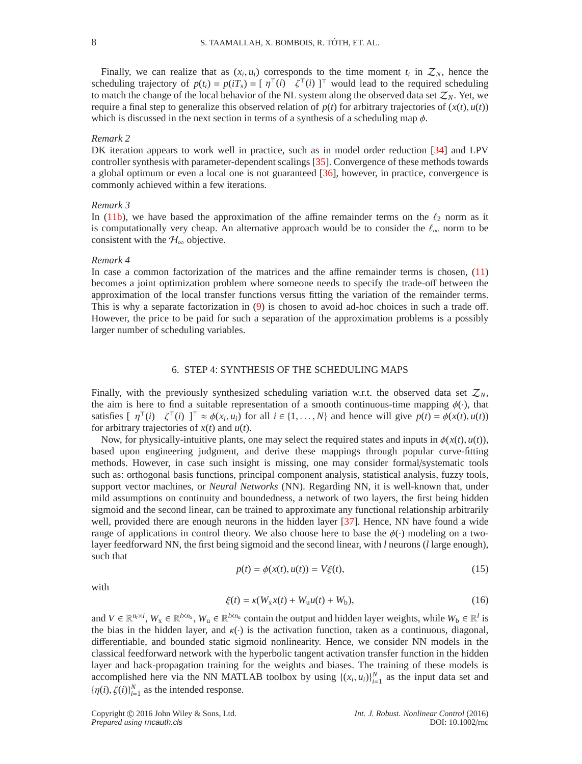Finally, we can realize that as $(x_i, u_i)$ corresponds to the time moment $t_i$ in $\mathcal{Z}_N$, hence the scheduling trajectory of $p(t_i) = p(iT_s) = [\ \eta^\top(i) \quad \zeta^\top(i)\ ]^\top$ would lead to the required scheduling to match the change of the local behavior of the NL system along the observed data set $\mathcal{Z}_N$. Yet, we require a final step to generalize this observed relation of $p(t)$ for arbitrary trajectories of $(x(t), u(t))$ which is discussed in the next section in terms of a synthesis of a scheduling map $\phi$.

*Remark 2*
DK iteration appears to work well in practice, such as in model order reduction [34] and LPV controller synthesis with parameter-dependent scalings [35]. Convergence of these methods towards a global optimum or even a local one is not guaranteed [36], however, in practice, convergence is commonly achieved within a few iterations.

*Remark 3*
In (11b), we have based the approximation of the affine remainder terms on the $\ell_2$ norm as it is computationally very cheap. An alternative approach would be to consider the $\ell_\infty$ norm to be consistent with the $\mathcal{H}_\infty$ objective.

*Remark 4*
In case a common factorization of the matrices and the affine remainder terms is chosen, (11) becomes a joint optimization problem where someone needs to specify the trade-off between the approximation of the local transfer functions versus fitting the variation of the remainder terms. This is why a separate factorization in (9) is chosen to avoid ad-hoc choices in such a trade off. However, the price to be paid for such a separation of the approximation problems is a possibly larger number of scheduling variables.

## 6. STEP 4: SYNTHESIS OF THE SCHEDULING MAPS

Finally, with the previously synthesized scheduling variation w.r.t. the observed data set $\mathcal{Z}_N$, the aim is here to find a suitable representation of a smooth continuous-time mapping $\phi(\cdot)$, that satisfies $[\ \eta^\top(i) \quad \zeta^\top(i)\ ]^\top \approx \phi(x_i, u_i)$ for all $i \in \{1, \ldots, N\}$ and hence will give $p(t) = \phi(x(t), u(t))$ for arbitrary trajectories of $x(t)$ and $u(t)$.

Now, for physically-intuitive plants, one may select the required states and inputs in $\phi(x(t), u(t))$, based upon engineering judgment, and derive these mappings through popular curve-fitting methods. However, in case such insight is missing, one may consider formal/systematic tools such as: orthogonal basis functions, principal component analysis, statistical analysis, fuzzy tools, support vector machines, or *Neural Networks* (NN). Regarding NN, it is well-known that, under mild assumptions on continuity and boundedness, a network of two layers, the first being hidden sigmoid and the second linear, can be trained to approximate any functional relationship arbitrarily well, provided there are enough neurons in the hidden layer [37]. Hence, NN have found a wide range of applications in control theory. We also choose here to base the $\phi(\cdot)$ modeling on a two-layer feedforward NN, the first being sigmoid and the second linear, with $l$ neurons ($l$ large enough), such that

$$p(t) = \phi(x(t), u(t)) = V\xi(t), \tag{15}$$

with

$$\xi(t) = \kappa(W_\mathrm{x} x(t) + W_\mathrm{u} u(t) + W_\mathrm{b}), \tag{16}$$

and $V \in \mathbb{R}^{n_\mathrm{r} \times l}$, $W_\mathrm{x} \in \mathbb{R}^{l \times n_\mathrm{x}}$, $W_\mathrm{u} \in \mathbb{R}^{l \times n_\mathrm{u}}$ contain the output and hidden layer weights, while $W_\mathrm{b} \in \mathbb{R}^{l}$ is the bias in the hidden layer, and $\kappa(\cdot)$ is the activation function, taken as a continuous, diagonal, differentiable, and bounded static sigmoid nonlinearity. Hence, we consider NN models in the classical feedforward network with the hyperbolic tangent activation transfer function in the hidden layer and back-propagation training for the weights and biases. The training of these models is accomplished here via the NN MATLAB toolbox by using $\{(x_i, u_i)\}_{i=1}^N$ as the input data set and $\{\eta(i), \zeta(i)\}_{i=1}^N$ as the intended response.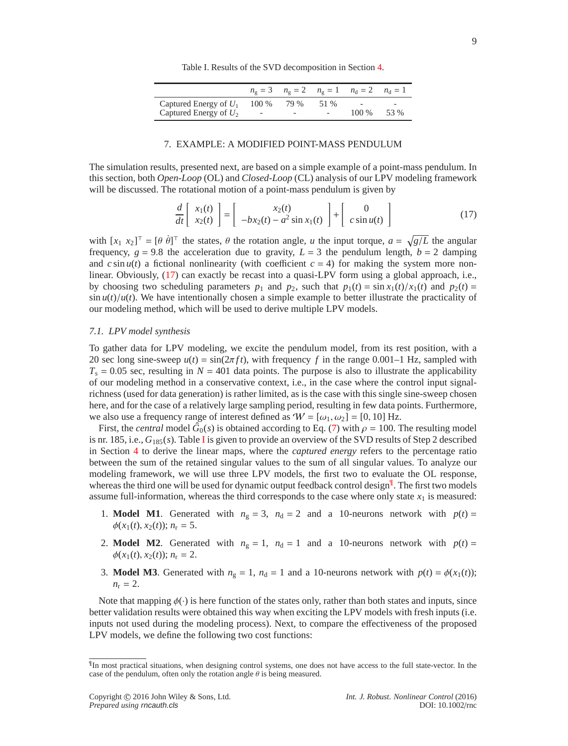Table I. Results of the SVD decomposition in Section 4.

| | $n_g = 3$ | $n_g = 2$ | $n_g = 1$ | $n_d = 2$ | $n_d = 1$ |
|---|---|---|---|---|---|
| Captured Energy of $U_1$ | 100 % | 79 % | 51 % | - | - |
| Captured Energy of $U_2$ | - | - | - | 100 % | 53 % |

## 7. EXAMPLE: A MODIFIED POINT-MASS PENDULUM

The simulation results, presented next, are based on a simple example of a point-mass pendulum. In this section, both *Open-Loop* (OL) and *Closed-Loop* (CL) analysis of our LPV modeling framework will be discussed. The rotational motion of a point-mass pendulum is given by

$$\frac{d}{dt}\begin{bmatrix} x_1(t) \\ x_2(t) \end{bmatrix} = \begin{bmatrix} x_2(t) \\ -bx_2(t) - a^2 \sin x_1(t) \end{bmatrix} + \begin{bmatrix} 0 \\ c \sin u(t) \end{bmatrix} \tag{17}$$

with $[x_1 \ x_2]^\top = [\theta \ \dot{\theta}]^\top$ the states, $\theta$ the rotation angle, $u$ the input torque, $a = \sqrt{g/L}$ the angular frequency, $g = 9.8$ the acceleration due to gravity, $L = 3$ the pendulum length, $b = 2$ damping and $c \sin u(t)$ a fictional nonlinearity (with coefficient $c = 4$) for making the system more nonlinear. Obviously, (17) can exactly be recast into a quasi-LPV form using a global approach, i.e., by choosing two scheduling parameters $p_1$ and $p_2$, such that $p_1(t) = \sin x_1(t)/x_1(t)$ and $p_2(t) = \sin u(t)/u(t)$. We have intentionally chosen a simple example to better illustrate the practicality of our modeling method, which will be used to derive multiple LPV models.

### 7.1. *LPV model synthesis*

To gather data for LPV modeling, we excite the pendulum model, from its rest position, with a 20 sec long sine-sweep $u(t) = \sin(2\pi f t)$, with frequency $f$ in the range 0.001–1 Hz, sampled with $T_s = 0.05$ sec, resulting in $N = 401$ data points. The purpose is also to illustrate the applicability of our modeling method in a conservative context, i.e., in the case where the control input signal-richness (used for data generation) is rather limited, as is the case with this single sine-sweep chosen here, and for the case of a relatively large sampling period, resulting in few data points. Furthermore, we also use a frequency range of interest defined as $\mathcal{W} = [\omega_1, \omega_2] = [0, 10]$ Hz.

First, the *central* model $\hat{G}_0(s)$ is obtained according to Eq. (7) with $\rho = 100$. The resulting model is nr. 185, i.e., $G_{185}(s)$. Table I is given to provide an overview of the SVD results of Step 2 described in Section 4 to derive the linear maps, where the *captured energy* refers to the percentage ratio between the sum of the retained singular values to the sum of all singular values. To analyze our modeling framework, we will use three LPV models, the first two to evaluate the OL response, whereas the third one will be used for dynamic output feedback control design[¶]. The first two models assume full-information, whereas the third corresponds to the case where only state $x_1$ is measured:

1. **Model M1**. Generated with $n_g = 3$, $n_d = 2$ and a 10-neurons network with $p(t) = \phi(x_1(t), x_2(t))$; $n_r = 5$.
2. **Model M2**. Generated with $n_g = 1$, $n_d = 1$ and a 10-neurons network with $p(t) = \phi(x_1(t), x_2(t))$; $n_r = 2$.
3. **Model M3**. Generated with $n_g = 1$, $n_d = 1$ and a 10-neurons network with $p(t) = \phi(x_1(t))$; $n_r = 2$.

Note that mapping $\phi(\cdot)$ is here function of the states only, rather than both states and inputs, since better validation results were obtained this way when exciting the LPV models with fresh inputs (i.e. inputs not used during the modeling process). Next, to compare the effectiveness of the proposed LPV models, we define the following two cost functions:

[¶]In most practical situations, when designing control systems, one does not have access to the full state-vector. In the case of the pendulum, often only the rotation angle $\theta$ is being measured.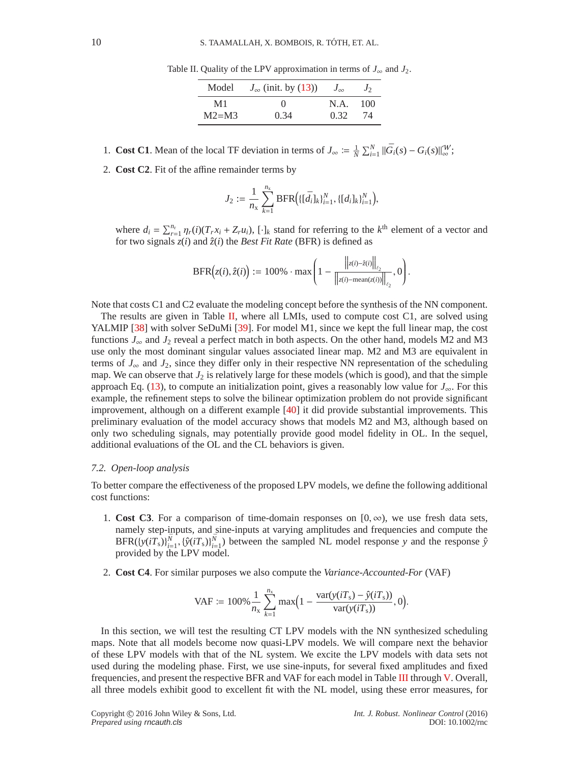Table II. Quality of the LPV approximation in terms of $J_\infty$ and $J_2$.

| Model | $J_\infty$ (init. by (13)) | $J_\infty$ | $J_2$ |
|---|---|---|---|
| M1 | 0 | N.A. | 100 |
| M2=M3 | 0.34 | 0.32 | 74 |

1. **Cost C1**. Mean of the local TF deviation in terms of $J_\infty := \frac{1}{N}\sum_{i=1}^{N} \|\bar{G}_i(s) - G_i(s)\|_\infty^{\mathcal{W}}$;

2. **Cost C2**. Fit of the affine remainder terms by

$$J_2 := \frac{1}{n_\mathrm{x}} \sum_{k=1}^{n_\mathrm{x}} \mathrm{BFR}\Big(\{[\bar{d}_i]_k\}_{i=1}^N, \{[d_i]_k\}_{i=1}^N\Big),$$

where $d_i = \sum_{r=1}^{n_\mathrm{r}} \eta_r(i)(T_r x_i + Z_r u_i)$, $[\cdot]_k$ stand for referring to the $k^{\text{th}}$ element of a vector and for two signals $z(i)$ and $\hat{z}(i)$ the *Best Fit Rate* (BFR) is defined as

$$\mathrm{BFR}\Big(z(i), \hat{z}(i)\Big) := 100\% \cdot \max\left(1 - \frac{\Big\|z(i)-\hat{z}(i)\Big\|_{\ell_2}}{\Big\|z(i)-\mathrm{mean}(z(i))\Big\|_{\ell_2}}, 0\right).$$

Note that costs C1 and C2 evaluate the modeling concept before the synthesis of the NN component.

The results are given in Table II, where all LMIs, used to compute cost C1, are solved using YALMIP [38] with solver SeDuMi [39]. For model M1, since we kept the full linear map, the cost functions $J_\infty$ and $J_2$ reveal a perfect match in both aspects. On the other hand, models M2 and M3 use only the most dominant singular values associated linear map. M2 and M3 are equivalent in terms of $J_\infty$ and $J_2$, since they differ only in their respective NN representation of the scheduling map. We can observe that $J_2$ is relatively large for these models (which is good), and that the simple approach Eq. (13), to compute an initialization point, gives a reasonably low value for $J_\infty$. For this example, the refinement steps to solve the bilinear optimization problem do not provide significant improvement, although on a different example [40] it did provide substantial improvements. This preliminary evaluation of the model accuracy shows that models M2 and M3, although based on only two scheduling signals, may potentially provide good model fidelity in OL. In the sequel, additional evaluations of the OL and the CL behaviors is given.

### 7.2. Open-loop analysis

To better compare the effectiveness of the proposed LPV models, we define the following additional cost functions:

1. **Cost C3**. For a comparison of time-domain responses on $[0, \infty)$, we use fresh data sets, namely step-inputs, and sine-inputs at varying amplitudes and frequencies and compute the $\mathrm{BFR}(\{y(iT_\mathrm{s})\}_{i=1}^N, \{\hat{y}(iT_\mathrm{s})\}_{i=1}^N)$ between the sampled NL model response $y$ and the response $\hat{y}$ provided by the LPV model.

2. **Cost C4**. For similar purposes we also compute the *Variance-Accounted-For* (VAF)

$$\mathrm{VAF} := 100\% \frac{1}{n_\mathrm{x}} \sum_{k=1}^{n_\mathrm{x}} \max\Big(1 - \frac{\mathrm{var}(y(iT_\mathrm{s}) - \hat{y}(iT_\mathrm{s}))}{\mathrm{var}(y(iT_\mathrm{s}))}, 0\Big).$$

In this section, we will test the resulting CT LPV models with the NN synthesized scheduling maps. Note that all models become now quasi-LPV models. We will compare next the behavior of these LPV models with that of the NL system. We excite the LPV models with data sets not used during the modeling phase. First, we use sine-inputs, for several fixed amplitudes and fixed frequencies, and present the respective BFR and VAF for each model in Table III through V. Overall, all three models exhibit good to excellent fit with the NL model, using these error measures, for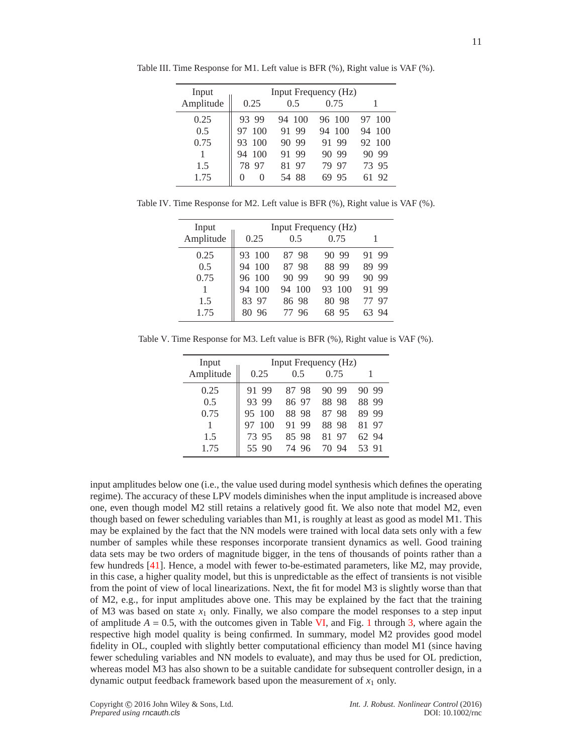Table III. Time Response for M1. Left value is BFR (%), Right value is VAF (%).

| Input Amplitude | 0.25 | | 0.5 | | 0.75 | | 1 | |
|---|---|---|---|---|---|---|---|---|
| | Input Frequency (Hz) | | | | | | | |
| 0.25 | 93 | 99 | 94 | 100 | 96 | 100 | 97 | 100 |
| 0.5 | 97 | 100 | 91 | 99 | 94 | 100 | 94 | 100 |
| 0.75 | 93 | 100 | 90 | 99 | 91 | 99 | 92 | 100 |
| 1 | 94 | 100 | 91 | 99 | 90 | 99 | 90 | 99 |
| 1.5 | 78 | 97 | 81 | 97 | 79 | 97 | 73 | 95 |
| 1.75 | 0 | 0 | 54 | 88 | 69 | 95 | 61 | 92 |

Table IV. Time Response for M2. Left value is BFR (%), Right value is VAF (%).

| Input Amplitude | 0.25 | | 0.5 | | 0.75 | | 1 | |
|---|---|---|---|---|---|---|---|---|
| | Input Frequency (Hz) | | | | | | | |
| 0.25 | 93 | 100 | 87 | 98 | 90 | 99 | 91 | 99 |
| 0.5 | 94 | 100 | 87 | 98 | 88 | 99 | 89 | 99 |
| 0.75 | 96 | 100 | 90 | 99 | 90 | 99 | 90 | 99 |
| 1 | 94 | 100 | 94 | 100 | 93 | 100 | 91 | 99 |
| 1.5 | 83 | 97 | 86 | 98 | 80 | 98 | 77 | 97 |
| 1.75 | 80 | 96 | 77 | 96 | 68 | 95 | 63 | 94 |

Table V. Time Response for M3. Left value is BFR (%), Right value is VAF (%).

| Input Amplitude | 0.25 | | 0.5 | | 0.75 | | 1 | |
|---|---|---|---|---|---|---|---|---|
| | Input Frequency (Hz) | | | | | | | |
| 0.25 | 91 | 99 | 87 | 98 | 90 | 99 | 90 | 99 |
| 0.5 | 93 | 99 | 86 | 97 | 88 | 98 | 88 | 99 |
| 0.75 | 95 | 100 | 88 | 98 | 87 | 98 | 89 | 99 |
| 1 | 97 | 100 | 91 | 99 | 88 | 98 | 81 | 97 |
| 1.5 | 73 | 95 | 85 | 98 | 81 | 97 | 62 | 94 |
| 1.75 | 55 | 90 | 74 | 96 | 70 | 94 | 53 | 91 |

input amplitudes below one (i.e., the value used during model synthesis which defines the operating regime). The accuracy of these LPV models diminishes when the input amplitude is increased above one, even though model M2 still retains a relatively good fit. We also note that model M2, even though based on fewer scheduling variables than M1, is roughly at least as good as model M1. This may be explained by the fact that the NN models were trained with local data sets only with a few number of samples while these responses incorporate transient dynamics as well. Good training data sets may be two orders of magnitude bigger, in the tens of thousands of points rather than a few hundreds [41]. Hence, a model with fewer to-be-estimated parameters, like M2, may provide, in this case, a higher quality model, but this is unpredictable as the effect of transients is not visible from the point of view of local linearizations. Next, the fit for model M3 is slightly worse than that of M2, e.g., for input amplitudes above one. This may be explained by the fact that the training of M3 was based on state $x_1$ only. Finally, we also compare the model responses to a step input of amplitude $A = 0.5$, with the outcomes given in Table VI, and Fig. 1 through 3, where again the respective high model quality is being confirmed. In summary, model M2 provides good model fidelity in OL, coupled with slightly better computational efficiency than model M1 (since having fewer scheduling variables and NN models to evaluate), and may thus be used for OL prediction, whereas model M3 has also shown to be a suitable candidate for subsequent controller design, in a dynamic output feedback framework based upon the measurement of $x_1$ only.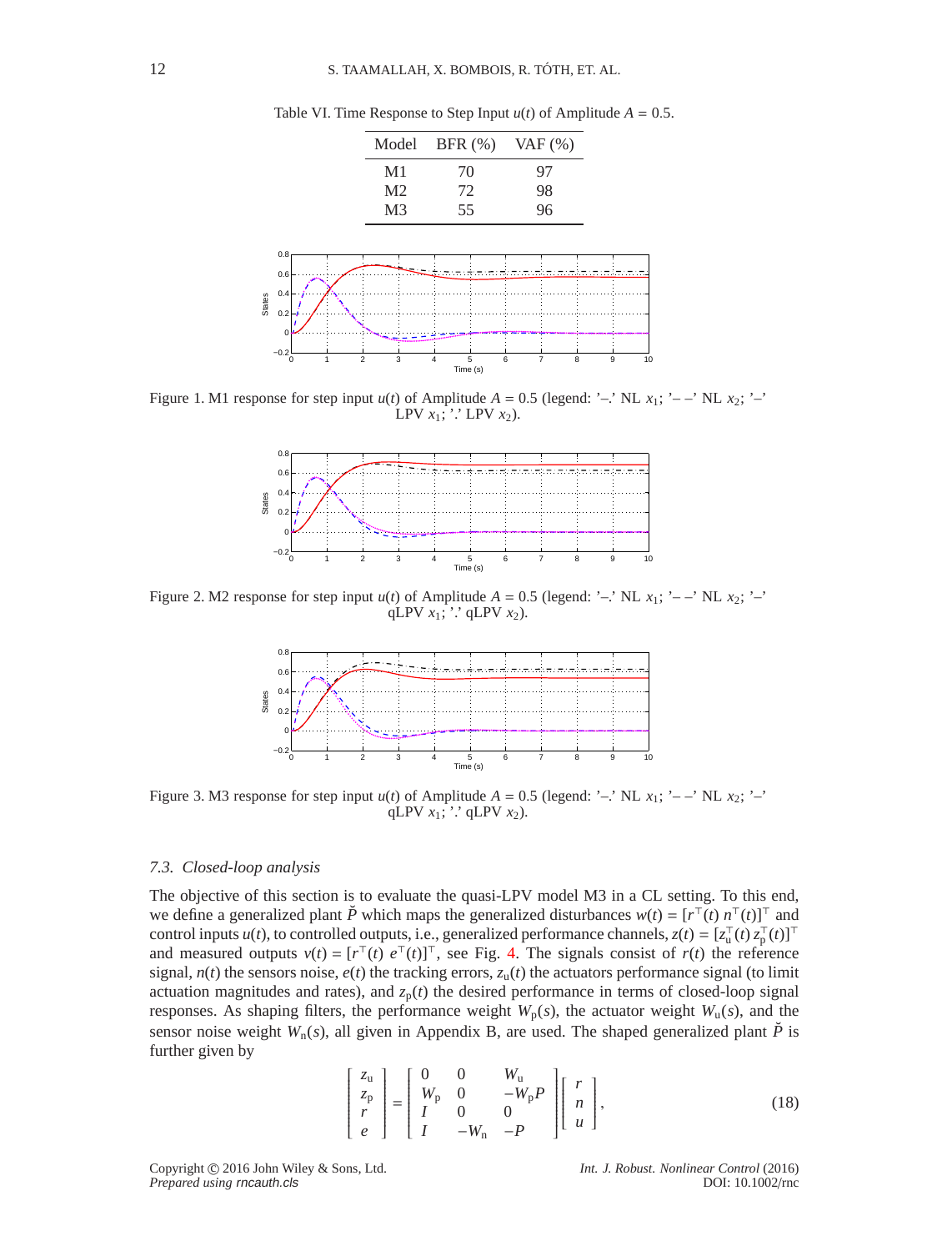Table VI. Time Response to Step Input $u(t)$ of Amplitude $A = 0.5$.

| Model | BFR (%) | VAF (%) |
|---|---|---|
| M1 | 70 | 97 |
| M2 | 72 | 98 |
| M3 | 55 | 96 |

Figure 1. M1 response for step input $u(t)$ of Amplitude $A = 0.5$ (legend: '–.' NL $x_1$; '– –' NL $x_2$; '–' LPV $x_1$; '.' LPV $x_2$).

Figure 2. M2 response for step input $u(t)$ of Amplitude $A = 0.5$ (legend: '–.' NL $x_1$; '– –' NL $x_2$; '–' qLPV $x_1$; '.' qLPV $x_2$).

Figure 3. M3 response for step input $u(t)$ of Amplitude $A = 0.5$ (legend: '–.' NL $x_1$; '– –' NL $x_2$; '–' qLPV $x_1$; '.' qLPV $x_2$).

### 7.3. Closed-loop analysis

The objective of this section is to evaluate the quasi-LPV model M3 in a CL setting. To this end, we define a generalized plant $\breve{P}$ which maps the generalized disturbances $w(t) = [r^\top(t)\, n^\top(t)]^\top$ and control inputs $u(t)$, to controlled outputs, i.e., generalized performance channels, $z(t) = [z_\mathrm{u}^\top(t)\, z_\mathrm{p}^\top(t)]^\top$ and measured outputs $v(t) = [r^\top(t)\; e^\top(t)]^\top$, see Fig. 4. The signals consist of $r(t)$ the reference signal, $n(t)$ the sensors noise, $e(t)$ the tracking errors, $z_\mathrm{u}(t)$ the actuators performance signal (to limit actuation magnitudes and rates), and $z_\mathrm{p}(t)$ the desired performance in terms of closed-loop signal responses. As shaping filters, the performance weight $W_\mathrm{p}(s)$, the actuator weight $W_\mathrm{u}(s)$, and the sensor noise weight $W_\mathrm{n}(s)$, all given in Appendix B, are used. The shaped generalized plant $\breve{P}$ is further given by

$$\begin{bmatrix} z_\mathrm{u} \\ z_\mathrm{p} \\ r \\ e \end{bmatrix} = \begin{bmatrix} 0 & 0 & W_\mathrm{u} \\ W_\mathrm{p} & 0 & -W_\mathrm{p}P \\ I & 0 & 0 \\ I & -W_\mathrm{n} & -P \end{bmatrix} \begin{bmatrix} r \\ n \\ u \end{bmatrix}, \tag{18}$$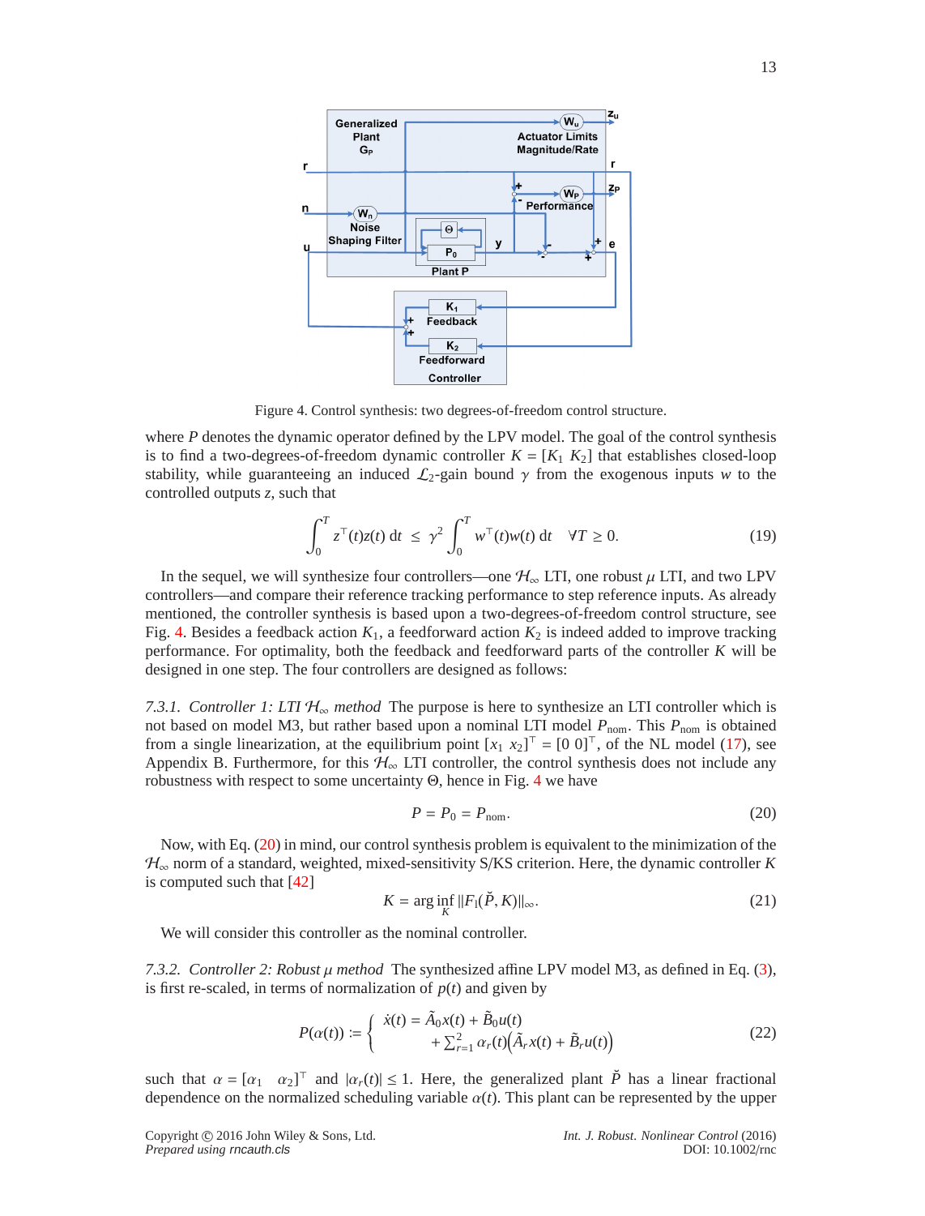Figure 4. Control synthesis: two degrees-of-freedom control structure.

where $P$ denotes the dynamic operator defined by the LPV model. The goal of the control synthesis is to find a two-degrees-of-freedom dynamic controller $K = [K_1 \ K_2]$ that establishes closed-loop stability, while guaranteeing an induced $\mathcal{L}_2$-gain bound $\gamma$ from the exogenous inputs $w$ to the controlled outputs $z$, such that

$$\int_0^T z^\top(t)z(t)\,\mathrm{d}t \;\leq\; \gamma^2 \int_0^T w^\top(t)w(t)\,\mathrm{d}t \quad \forall T \geq 0. \tag{19}$$

In the sequel, we will synthesize four controllers—one $\mathcal{H}_\infty$ LTI, one robust $\mu$ LTI, and two LPV controllers—and compare their reference tracking performance to step reference inputs. As already mentioned, the controller synthesis is based upon a two-degrees-of-freedom control structure, see Fig. 4. Besides a feedback action $K_1$, a feedforward action $K_2$ is indeed added to improve tracking performance. For optimality, both the feedback and feedforward parts of the controller $K$ will be designed in one step. The four controllers are designed as follows:

*7.3.1. Controller 1: LTI $\mathcal{H}_\infty$ method* The purpose is here to synthesize an LTI controller which is not based on model M3, but rather based upon a nominal LTI model $P_{\text{nom}}$. This $P_{\text{nom}}$ is obtained from a single linearization, at the equilibrium point $[x_1 \ x_2]^\top = [0 \ 0]^\top$, of the NL model (17), see Appendix B. Furthermore, for this $\mathcal{H}_\infty$ LTI controller, the control synthesis does not include any robustness with respect to some uncertainty $\Theta$, hence in Fig. 4 we have

$$P = P_0 = P_{\text{nom}}. \tag{20}$$

Now, with Eq. (20) in mind, our control synthesis problem is equivalent to the minimization of the $\mathcal{H}_\infty$ norm of a standard, weighted, mixed-sensitivity S/KS criterion. Here, the dynamic controller $K$ is computed such that [42]

$$K = \arg\inf_K \|F_l(\check{P}, K)\|_\infty. \tag{21}$$

We will consider this controller as the nominal controller.

*7.3.2. Controller 2: Robust $\mu$ method* The synthesized affine LPV model M3, as defined in Eq. (3), is first re-scaled, in terms of normalization of $p(t)$ and given by

$$P(\alpha(t)) := \begin{cases} \dot{x}(t) = \tilde{A}_0 x(t) + \tilde{B}_0 u(t) \\ \qquad\quad + \sum_{r=1}^{2} \alpha_r(t)\Big(\tilde{A}_r x(t) + \tilde{B}_r u(t)\Big) \end{cases} \tag{22}$$

such that $\alpha = [\alpha_1 \quad \alpha_2]^\top$ and $|\alpha_r(t)| \leq 1$. Here, the generalized plant $\check{P}$ has a linear fractional dependence on the normalized scheduling variable $\alpha(t)$. This plant can be represented by the upper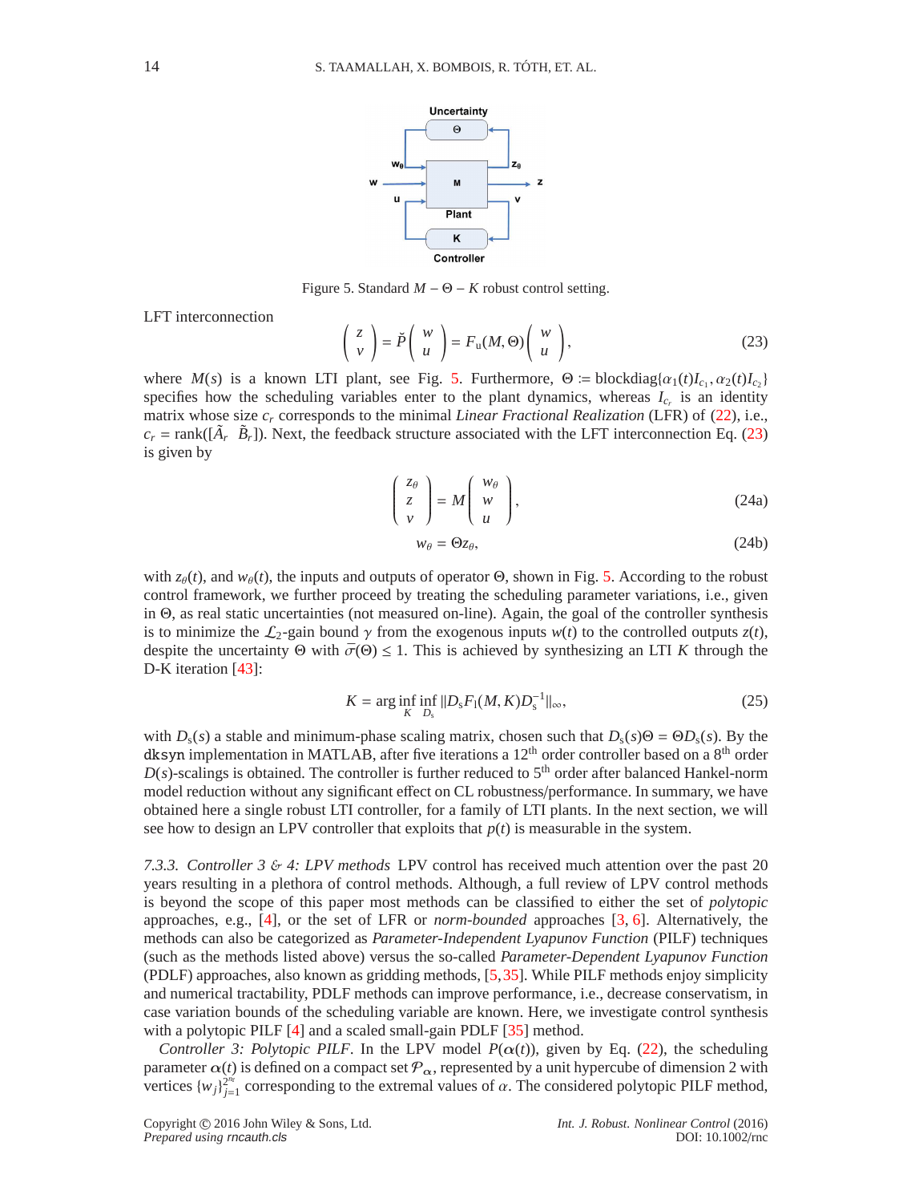Figure 5. Standard $M - \Theta - K$ robust control setting.

LFT interconnection

$$\begin{pmatrix} z \\ v \end{pmatrix} = \breve{P} \begin{pmatrix} w \\ u \end{pmatrix} = F_{\mathrm{u}}(M, \Theta) \begin{pmatrix} w \\ u \end{pmatrix}, \tag{23}$$

where $M(s)$ is a known LTI plant, see Fig. 5. Furthermore, $\Theta := \operatorname{blockdiag}\{\alpha_1(t) I_{c_1}, \alpha_2(t) I_{c_2}\}$ specifies how the scheduling variables enter to the plant dynamics, whereas $I_{c_r}$ is an identity matrix whose size $c_r$ corresponds to the minimal *Linear Fractional Realization* (LFR) of (22), i.e., $c_r = \operatorname{rank}([\tilde{A}_r \ \ \tilde{B}_r])$. Next, the feedback structure associated with the LFT interconnection Eq. (23) is given by

$$\begin{pmatrix} z_\theta \\ z \\ v \end{pmatrix} = M \begin{pmatrix} w_\theta \\ w \\ u \end{pmatrix}, \tag{24a}$$

$$w_\theta = \Theta z_\theta, \tag{24b}$$

with $z_\theta(t)$, and $w_\theta(t)$, the inputs and outputs of operator $\Theta$, shown in Fig. 5. According to the robust control framework, we further proceed by treating the scheduling parameter variations, i.e., given in $\Theta$, as real static uncertainties (not measured on-line). Again, the goal of the controller synthesis is to minimize the $\mathcal{L}_2$-gain bound $\gamma$ from the exogenous inputs $w(t)$ to the controlled outputs $z(t)$, despite the uncertainty $\Theta$ with $\bar{\sigma}(\Theta) \leq 1$. This is achieved by synthesizing an LTI $K$ through the D-K iteration [43]:

$$K = \arg \inf_K \inf_{D_s} \| D_s F_l(M, K) D_s^{-1} \|_\infty, \tag{25}$$

with $D_s(s)$ a stable and minimum-phase scaling matrix, chosen such that $D_s(s)\Theta = \Theta D_s(s)$. By the `dksyn` implementation in MATLAB, after five iterations a 12$^{\text{th}}$ order controller based on a 8$^{\text{th}}$ order $D(s)$-scalings is obtained. The controller is further reduced to 5$^{\text{th}}$ order after balanced Hankel-norm model reduction without any significant effect on CL robustness/performance. In summary, we have obtained here a single robust LTI controller, for a family of LTI plants. In the next section, we will see how to design an LPV controller that exploits that $p(t)$ is measurable in the system.

*7.3.3. Controller 3 & 4: LPV methods* LPV control has received much attention over the past 20 years resulting in a plethora of control methods. Although, a full review of LPV control methods is beyond the scope of this paper most methods can be classified to either the set of *polytopic* approaches, e.g., [4], or the set of LFR or *norm-bounded* approaches [3, 6]. Alternatively, the methods can also be categorized as *Parameter-Independent Lyapunov Function* (PILF) techniques (such as the methods listed above) versus the so-called *Parameter-Dependent Lyapunov Function* (PDLF) approaches, also known as gridding methods, [5, 35]. While PILF methods enjoy simplicity and numerical tractability, PDLF methods can improve performance, i.e., decrease conservatism, in case variation bounds of the scheduling variable are known. Here, we investigate control synthesis with a polytopic PILF [4] and a scaled small-gain PDLF [35] method.

*Controller 3: Polytopic PILF.* In the LPV model $P(\alpha(t))$, given by Eq. (22), the scheduling parameter $\alpha(t)$ is defined on a compact set $\mathcal{P}_\alpha$, represented by a unit hypercube of dimension 2 with vertices $\{w_j\}_{j=1}^{2^{n_\alpha}}$ corresponding to the extremal values of $\alpha$. The considered polytopic PILF method,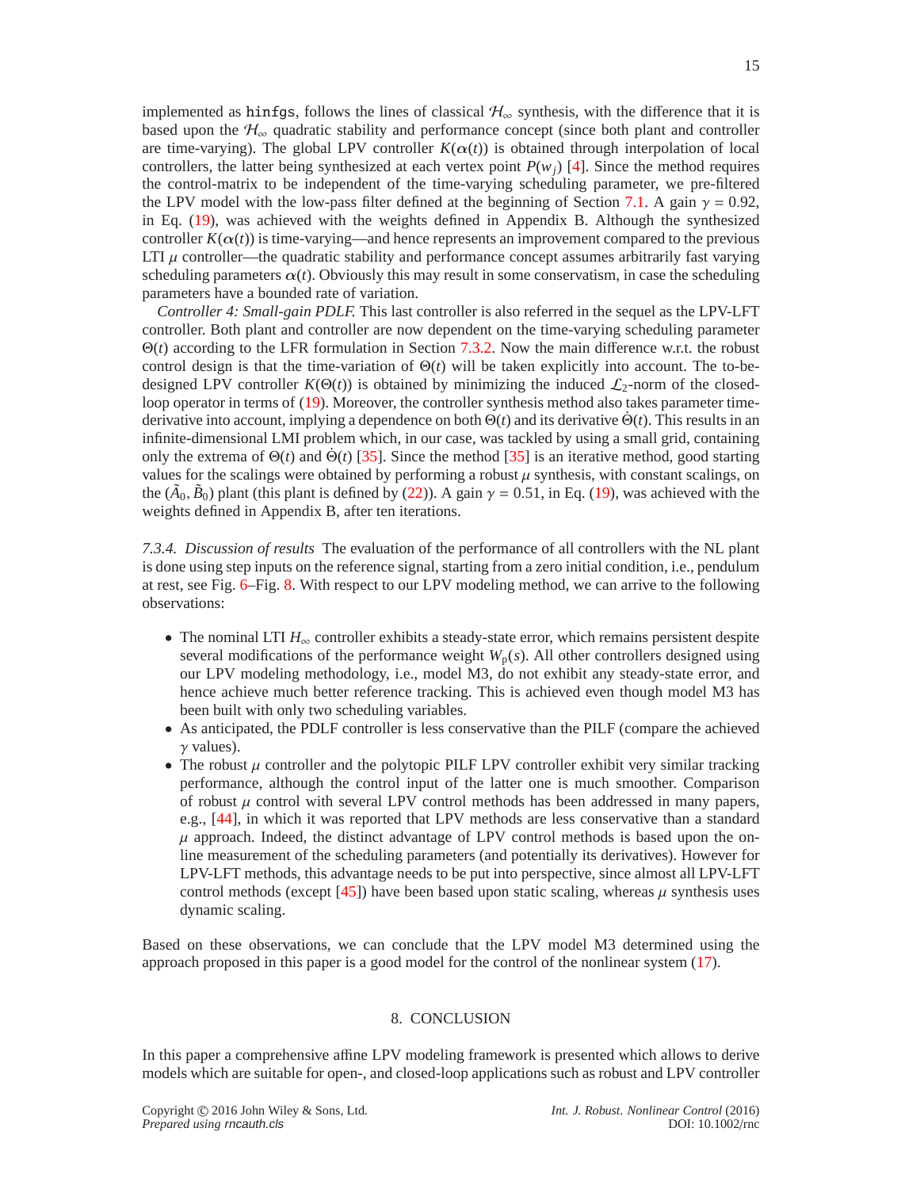implemented as `hinfgs`, follows the lines of classical $\mathcal{H}_\infty$ synthesis, with the difference that it is based upon the $\mathcal{H}_\infty$ quadratic stability and performance concept (since both plant and controller are time-varying). The global LPV controller $K(\alpha(t))$ is obtained through interpolation of local controllers, the latter being synthesized at each vertex point $P(w_j)$ [4]. Since the method requires the control-matrix to be independent of the time-varying scheduling parameter, we pre-filtered the LPV model with the low-pass filter defined at the beginning of Section 7.1. A gain $\gamma = 0.92$, in Eq. (19), was achieved with the weights defined in Appendix B. Although the synthesized controller $K(\alpha(t))$ is time-varying—and hence represents an improvement compared to the previous LTI $\mu$ controller—the quadratic stability and performance concept assumes arbitrarily fast varying scheduling parameters $\alpha(t)$. Obviously this may result in some conservatism, in case the scheduling parameters have a bounded rate of variation.

*Controller 4: Small-gain PDLF.* This last controller is also referred in the sequel as the LPV-LFT controller. Both plant and controller are now dependent on the time-varying scheduling parameter $\Theta(t)$ according to the LFR formulation in Section 7.3.2. Now the main difference w.r.t. the robust control design is that the time-variation of $\Theta(t)$ will be taken explicitly into account. The to-be-designed LPV controller $K(\Theta(t))$ is obtained by minimizing the induced $\mathcal{L}_2$-norm of the closed-loop operator in terms of (19). Moreover, the controller synthesis method also takes parameter time-derivative into account, implying a dependence on both $\Theta(t)$ and its derivative $\dot{\Theta}(t)$. This results in an infinite-dimensional LMI problem which, in our case, was tackled by using a small grid, containing only the extrema of $\Theta(t)$ and $\dot{\Theta}(t)$ [35]. Since the method [35] is an iterative method, good starting values for the scalings were obtained by performing a robust $\mu$ synthesis, with constant scalings, on the $(\tilde{A}_0, \tilde{B}_0)$ plant (this plant is defined by (22)). A gain $\gamma = 0.51$, in Eq. (19), was achieved with the weights defined in Appendix B, after ten iterations.

*7.3.4. Discussion of results* The evaluation of the performance of all controllers with the NL plant is done using step inputs on the reference signal, starting from a zero initial condition, i.e., pendulum at rest, see Fig. 6–Fig. 8. With respect to our LPV modeling method, we can arrive to the following observations:

- The nominal LTI $H_\infty$ controller exhibits a steady-state error, which remains persistent despite several modifications of the performance weight $W_\text{p}(s)$. All other controllers designed using our LPV modeling methodology, i.e., model M3, do not exhibit any steady-state error, and hence achieve much better reference tracking. This is achieved even though model M3 has been built with only two scheduling variables.
- As anticipated, the PDLF controller is less conservative than the PILF (compare the achieved $\gamma$ values).
- The robust $\mu$ controller and the polytopic PILF LPV controller exhibit very similar tracking performance, although the control input of the latter one is much smoother. Comparison of robust $\mu$ control with several LPV control methods has been addressed in many papers, e.g., [44], in which it was reported that LPV methods are less conservative than a standard $\mu$ approach. Indeed, the distinct advantage of LPV control methods is based upon the on-line measurement of the scheduling parameters (and potentially its derivatives). However for LPV-LFT methods, this advantage needs to be put into perspective, since almost all LPV-LFT control methods (except [45]) have been based upon static scaling, whereas $\mu$ synthesis uses dynamic scaling.

Based on these observations, we can conclude that the LPV model M3 determined using the approach proposed in this paper is a good model for the control of the nonlinear system (17).

## 8. CONCLUSION

In this paper a comprehensive affine LPV modeling framework is presented which allows to derive models which are suitable for open-, and closed-loop applications such as robust and LPV controller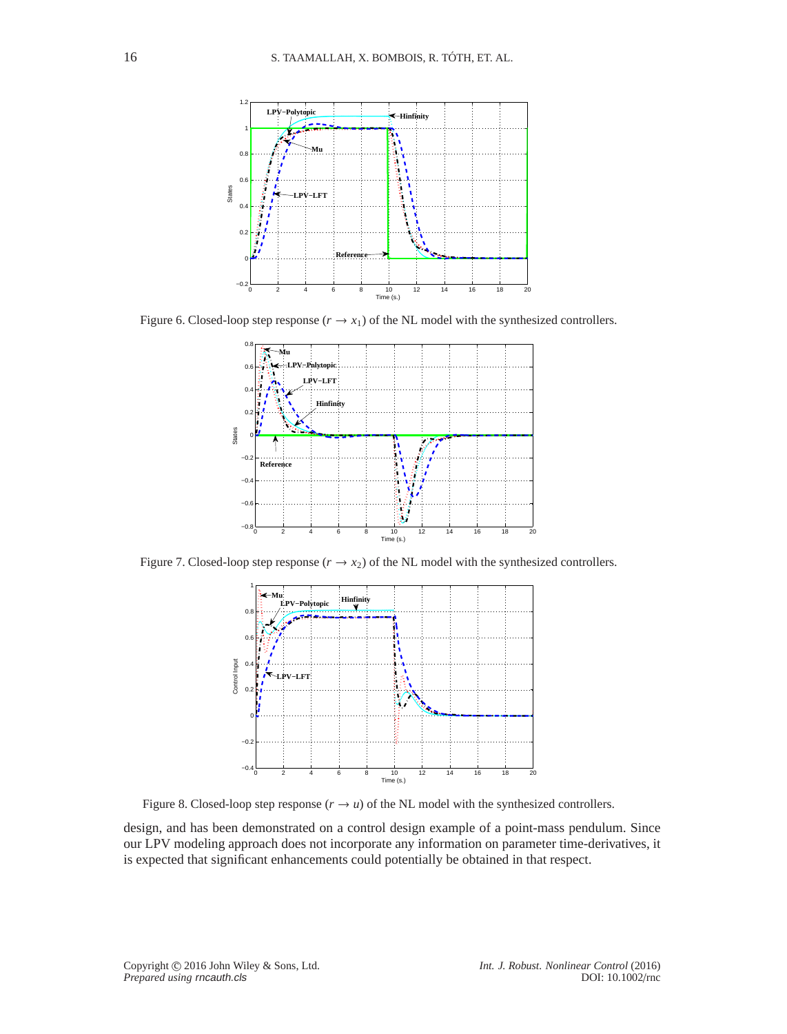Figure 6. Closed-loop step response ($r \rightarrow x_1$) of the NL model with the synthesized controllers.

Figure 7. Closed-loop step response ($r \rightarrow x_2$) of the NL model with the synthesized controllers.

Figure 8. Closed-loop step response ($r \rightarrow u$) of the NL model with the synthesized controllers.

design, and has been demonstrated on a control design example of a point-mass pendulum. Since our LPV modeling approach does not incorporate any information on parameter time-derivatives, it is expected that significant enhancements could potentially be obtained in that respect.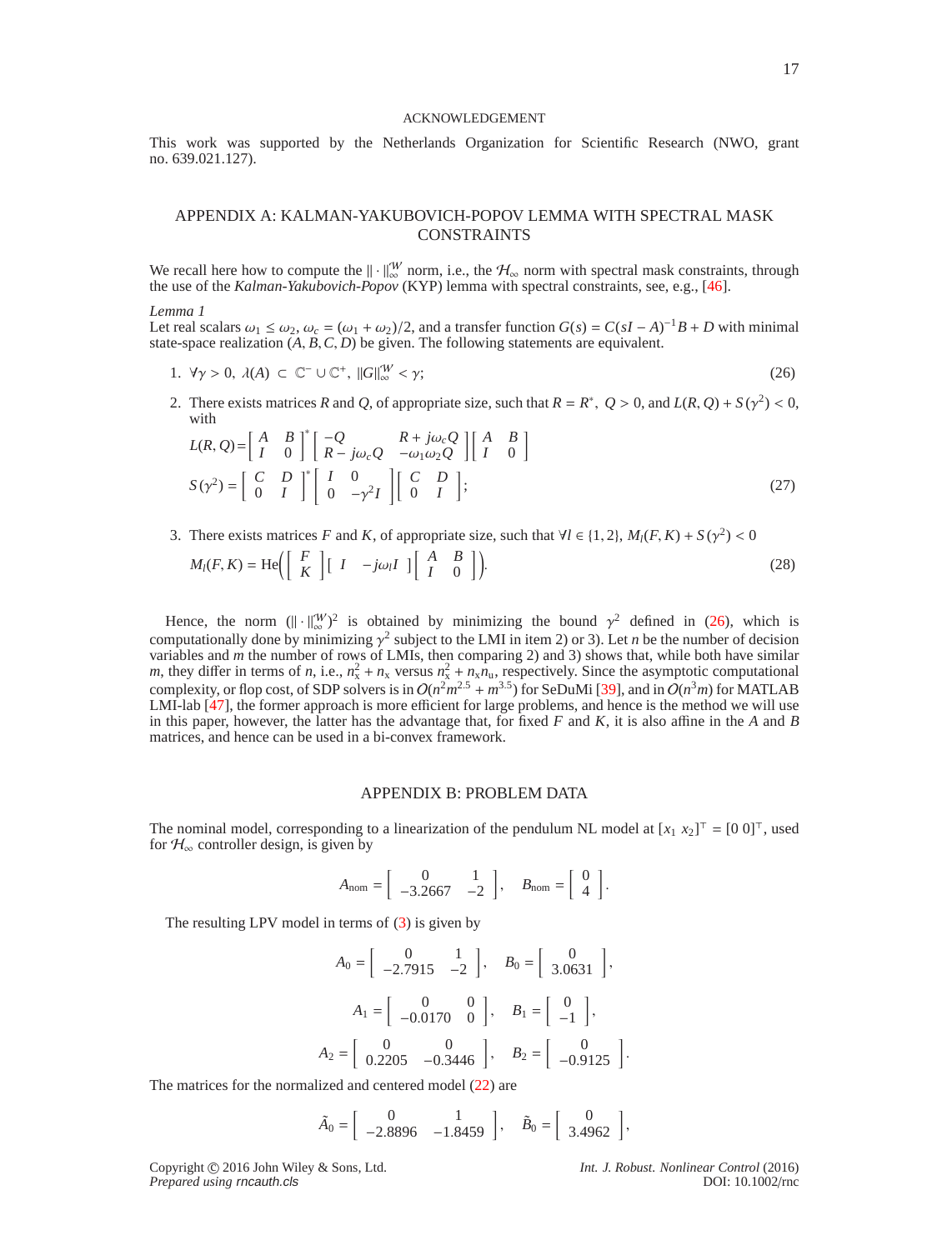## ACKNOWLEDGEMENT

This work was supported by the Netherlands Organization for Scientific Research (NWO, grant no. 639.021.127).

## APPENDIX A: KALMAN-YAKUBOVICH-POPOV LEMMA WITH SPECTRAL MASK CONSTRAINTS

We recall here how to compute the $\|\cdot\|_\infty^{\mathcal{W}}$ norm, i.e., the $\mathcal{H}_\infty$ norm with spectral mask constraints, through the use of the *Kalman-Yakubovich-Popov* (KYP) lemma with spectral constraints, see, e.g., [46].

*Lemma 1*

Let real scalars $\omega_1 \leq \omega_2$, $\omega_c = (\omega_1 + \omega_2)/2$, and a transfer function $G(s) = C(sI - A)^{-1}B + D$ with minimal state-space realization $(A, B, C, D)$ be given. The following statements are equivalent.

1. $\forall \gamma > 0,\ \lambda(A) \subset \mathbb{C}^- \cup \mathbb{C}^+,\ \|G\|_\infty^{\mathcal{W}} < \gamma;$ (26)

2. There exists matrices $R$ and $Q$, of appropriate size, such that $R = R^*,\ Q > 0$, and $L(R, Q) + S(\gamma^2) < 0$, with

$$L(R,Q) = \begin{bmatrix} A & B \\ I & 0 \end{bmatrix}^* \begin{bmatrix} -Q & R + j\omega_c Q \\ R - j\omega_c Q & -\omega_1\omega_2 Q \end{bmatrix} \begin{bmatrix} A & B \\ I & 0 \end{bmatrix}$$

$$S(\gamma^2) = \begin{bmatrix} C & D \\ 0 & I \end{bmatrix}^* \begin{bmatrix} I & 0 \\ 0 & -\gamma^2 I \end{bmatrix} \begin{bmatrix} C & D \\ 0 & I \end{bmatrix}; \tag{27}$$

3. There exists matrices $F$ and $K$, of appropriate size, such that $\forall l \in \{1, 2\}$, $M_l(F, K) + S(\gamma^2) < 0$

$$M_l(F, K) = \mathrm{He}\left( \begin{bmatrix} F \\ K \end{bmatrix} \begin{bmatrix} I & -j\omega_l I \end{bmatrix} \begin{bmatrix} A & B \\ I & 0 \end{bmatrix} \right). \tag{28}$$

Hence, the norm $(\|\cdot\|_\infty^{\mathcal{W}})^2$ is obtained by minimizing the bound $\gamma^2$ defined in (26), which is computationally done by minimizing $\gamma^2$ subject to the LMI in item 2) or 3). Let $n$ be the number of decision variables and $m$ the number of rows of LMIs, then comparing 2) and 3) shows that, while both have similar $m$, they differ in terms of $n$, i.e., $n_x^2 + n_x$ versus $n_x^2 + n_x n_u$, respectively. Since the asymptotic computational complexity, or flop cost, of SDP solvers is in $O(n^2 m^{2.5} + m^{3.5})$ for SeDuMi [39], and in $O(n^3 m)$ for MATLAB LMI-lab [47], the former approach is more efficient for large problems, and hence is the method we will use in this paper, however, the latter has the advantage that, for fixed $F$ and $K$, it is also affine in the $A$ and $B$ matrices, and hence can be used in a bi-convex framework.

## APPENDIX B: PROBLEM DATA

The nominal model, corresponding to a linearization of the pendulum NL model at $[x_1\ x_2]^\top = [0\ 0]^\top$, used for $\mathcal{H}_\infty$ controller design, is given by

$$A_{\text{nom}} = \begin{bmatrix} 0 & 1 \\ -3.2667 & -2 \end{bmatrix}, \quad B_{\text{nom}} = \begin{bmatrix} 0 \\ 4 \end{bmatrix}.$$

The resulting LPV model in terms of (3) is given by

$$A_0 = \begin{bmatrix} 0 & 1 \\ -2.7915 & -2 \end{bmatrix}, \quad B_0 = \begin{bmatrix} 0 \\ 3.0631 \end{bmatrix},$$

$$A_1 = \begin{bmatrix} 0 & 0 \\ -0.0170 & 0 \end{bmatrix}, \quad B_1 = \begin{bmatrix} 0 \\ -1 \end{bmatrix},$$

$$A_2 = \begin{bmatrix} 0 & 0 \\ 0.2205 & -0.3446 \end{bmatrix}, \quad B_2 = \begin{bmatrix} 0 \\ -0.9125 \end{bmatrix}.$$

The matrices for the normalized and centered model (22) are

$$\tilde{A}_0 = \begin{bmatrix} 0 & 1 \\ -2.8896 & -1.8459 \end{bmatrix}, \quad \tilde{B}_0 = \begin{bmatrix} 0 \\ 3.4962 \end{bmatrix},$$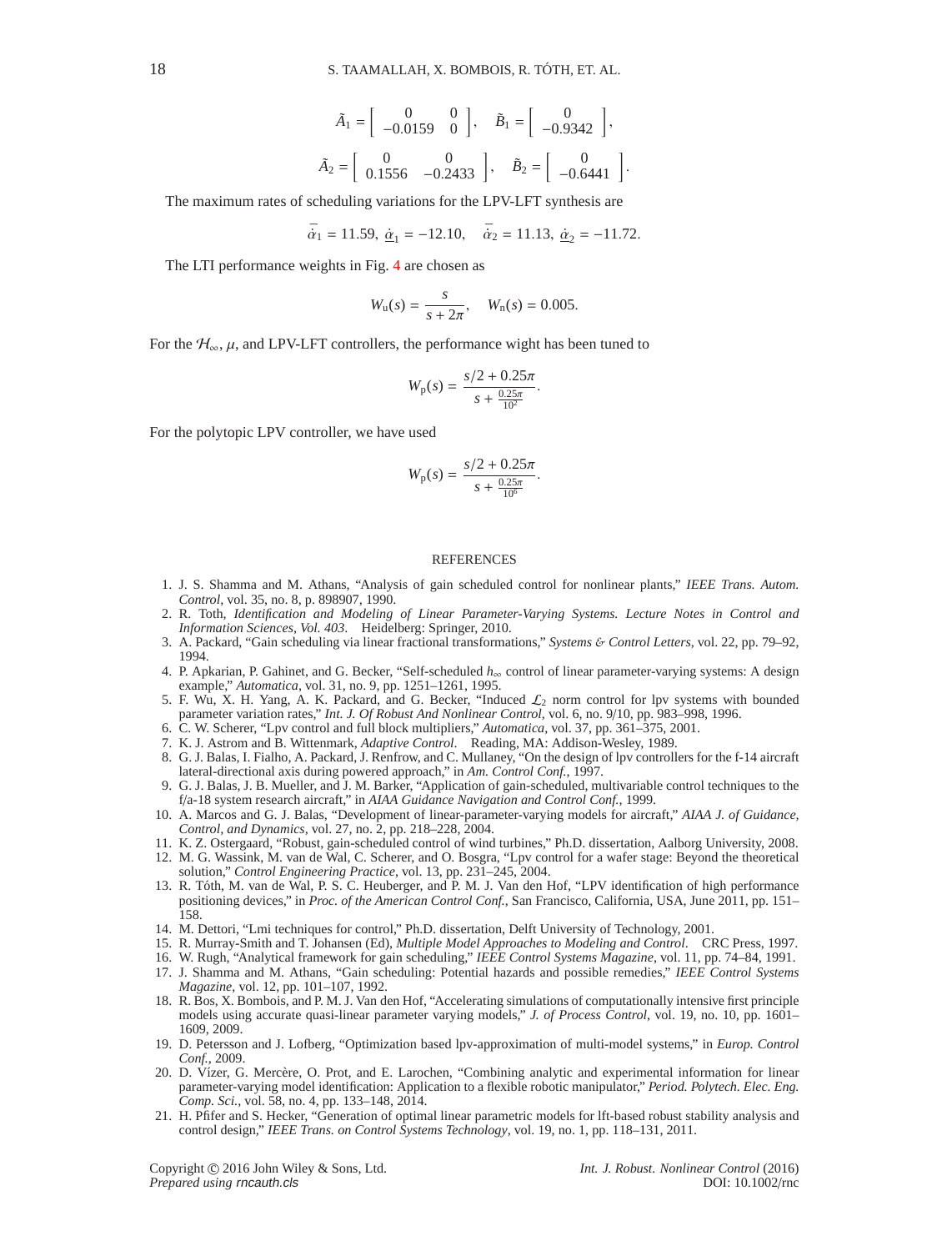$$\tilde{A}_1 = \begin{bmatrix} 0 & 0 \\ -0.0159 & 0 \end{bmatrix}, \quad \tilde{B}_1 = \begin{bmatrix} 0 \\ -0.9342 \end{bmatrix},$$

$$\tilde{A}_2 = \begin{bmatrix} 0 & 0 \\ 0.1556 & -0.2433 \end{bmatrix}, \quad \tilde{B}_2 = \begin{bmatrix} 0 \\ -0.6441 \end{bmatrix}.$$

The maximum rates of scheduling variations for the LPV-LFT synthesis are

$$\bar{\dot{\alpha}}_1 = 11.59, \; \underline{\dot{\alpha}}_1 = -12.10, \quad \bar{\dot{\alpha}}_2 = 11.13, \; \underline{\dot{\alpha}}_2 = -11.72.$$

The LTI performance weights in Fig. 4 are chosen as

$$W_{\mathrm{u}}(s) = \frac{s}{s + 2\pi}, \quad W_{\mathrm{n}}(s) = 0.005.$$

For the $\mathcal{H}_\infty$, $\mu$, and LPV-LFT controllers, the performance wight has been tuned to

$$W_{\mathrm{p}}(s) = \frac{s/2 + 0.25\pi}{s + \frac{0.25\pi}{10^2}}.$$

For the polytopic LPV controller, we have used

$$W_{\mathrm{p}}(s) = \frac{s/2 + 0.25\pi}{s + \frac{0.25\pi}{10^6}}.$$

## REFERENCES

1. J. S. Shamma and M. Athans, "Analysis of gain scheduled control for nonlinear plants," *IEEE Trans. Autom. Control*, vol. 35, no. 8, p. 898907, 1990.
2. R. Toth, *Identification and Modeling of Linear Parameter-Varying Systems. Lecture Notes in Control and Information Sciences, Vol. 403*. Heidelberg: Springer, 2010.
3. A. Packard, "Gain scheduling via linear fractional transformations," *Systems & Control Letters*, vol. 22, pp. 79–92, 1994.
4. P. Apkarian, P. Gahinet, and G. Becker, "Self-scheduled $h_\infty$ control of linear parameter-varying systems: A design example," *Automatica*, vol. 31, no. 9, pp. 1251–1261, 1995.
5. F. Wu, X. H. Yang, A. K. Packard, and G. Becker, "Induced $\mathcal{L}_2$ norm control for lpv systems with bounded parameter variation rates," *Int. J. Of Robust And Nonlinear Control*, vol. 6, no. 9/10, pp. 983–998, 1996.
6. C. W. Scherer, "Lpv control and full block multipliers," *Automatica*, vol. 37, pp. 361–375, 2001.
7. K. J. Astrom and B. Wittenmark, *Adaptive Control*. Reading, MA: Addison-Wesley, 1989.
8. G. J. Balas, I. Fialho, A. Packard, J. Renfrow, and C. Mullaney, "On the design of lpv controllers for the f-14 aircraft lateral-directional axis during powered approach," in *Am. Control Conf.*, 1997.
9. G. J. Balas, J. B. Mueller, and J. M. Barker, "Application of gain-scheduled, multivariable control techniques to the f/a-18 system research aircraft," in *AIAA Guidance Navigation and Control Conf.*, 1999.
10. A. Marcos and G. J. Balas, "Development of linear-parameter-varying models for aircraft," *AIAA J. of Guidance, Control, and Dynamics*, vol. 27, no. 2, pp. 218–228, 2004.
11. K. Z. Ostergaard, "Robust, gain-scheduled control of wind turbines," Ph.D. dissertation, Aalborg University, 2008.
12. M. G. Wassink, M. van de Wal, C. Scherer, and O. Bosgra, "Lpv control for a wafer stage: Beyond the theoretical solution," *Control Engineering Practice*, vol. 13, pp. 231–245, 2004.
13. R. Tóth, M. van de Wal, P. S. C. Heuberger, and P. M. J. Van den Hof, "LPV identification of high performance positioning devices," in *Proc. of the American Control Conf.*, San Francisco, California, USA, June 2011, pp. 151–158.
14. M. Dettori, "Lmi techniques for control," Ph.D. dissertation, Delft University of Technology, 2001.
15. R. Murray-Smith and T. Johansen (Ed), *Multiple Model Approaches to Modeling and Control*. CRC Press, 1997.
16. W. Rugh, "Analytical framework for gain scheduling," *IEEE Control Systems Magazine*, vol. 11, pp. 74–84, 1991.
17. J. Shamma and M. Athans, "Gain scheduling: Potential hazards and possible remedies," *IEEE Control Systems Magazine*, vol. 12, pp. 101–107, 1992.
18. R. Bos, X. Bombois, and P. M. J. Van den Hof, "Accelerating simulations of computationally intensive first principle models using accurate quasi-linear parameter varying models," *J. of Process Control*, vol. 19, no. 10, pp. 1601–1609, 2009.
19. D. Petersson and J. Lofberg, "Optimization based lpv-approximation of multi-model systems," in *Europ. Control Conf.*, 2009.
20. D. Vízer, G. Mercère, O. Prot, and E. Larochen, "Combining analytic and experimental information for linear parameter-varying model identification: Application to a flexible robotic manipulator," *Period. Polytech. Elec. Eng. Comp. Sci.*, vol. 58, no. 4, pp. 133–148, 2014.
21. H. Pfifer and S. Hecker, "Generation of optimal linear parametric models for lft-based robust stability analysis and control design," *IEEE Trans. on Control Systems Technology*, vol. 19, no. 1, pp. 118–131, 2011.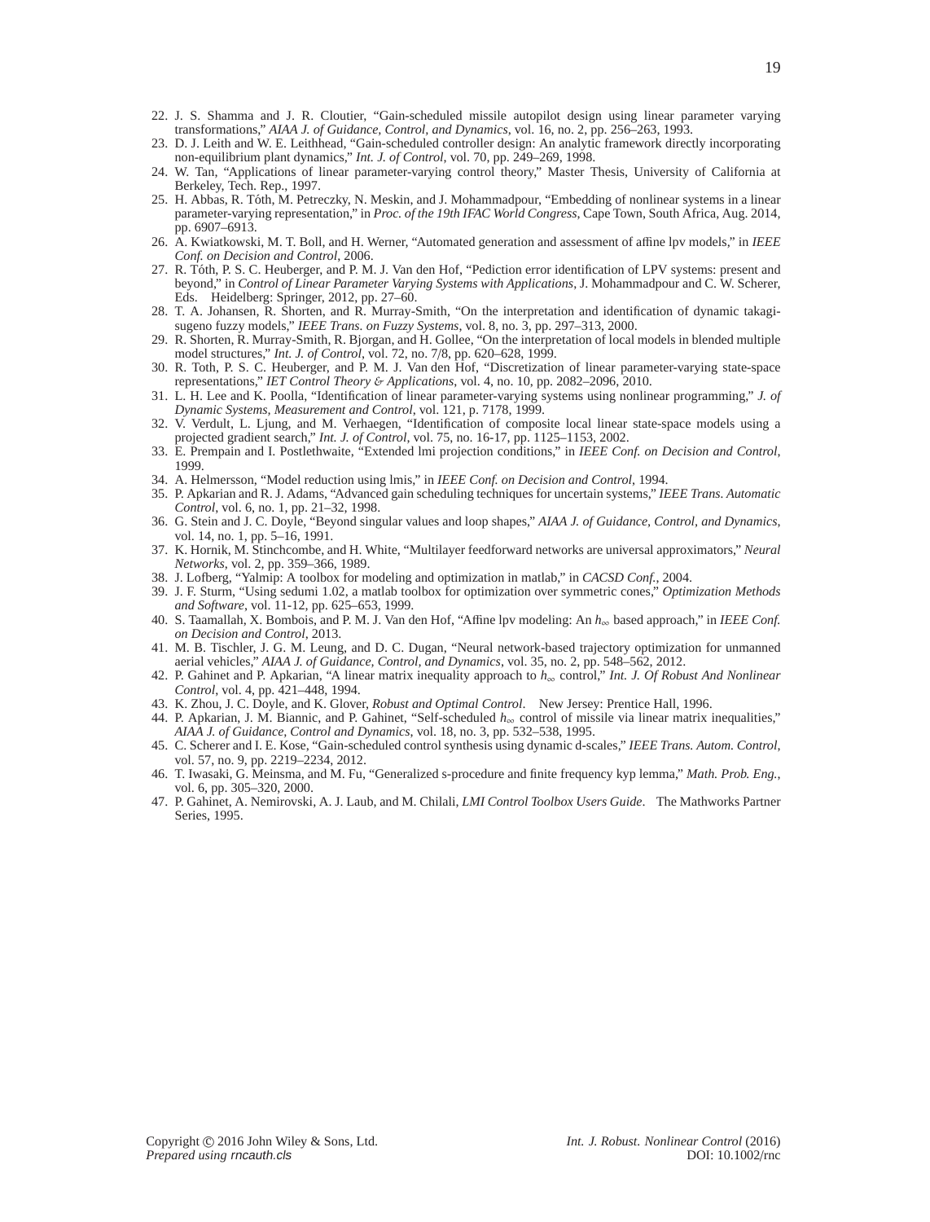22. J. S. Shamma and J. R. Cloutier, "Gain-scheduled missile autopilot design using linear parameter varying transformations," *AIAA J. of Guidance, Control, and Dynamics*, vol. 16, no. 2, pp. 256–263, 1993.
23. D. J. Leith and W. E. Leithhead, "Gain-scheduled controller design: An analytic framework directly incorporating non-equilibrium plant dynamics," *Int. J. of Control*, vol. 70, pp. 249–269, 1998.
24. W. Tan, "Applications of linear parameter-varying control theory," Master Thesis, University of California at Berkeley, Tech. Rep., 1997.
25. H. Abbas, R. Tóth, M. Petreczky, N. Meskin, and J. Mohammadpour, "Embedding of nonlinear systems in a linear parameter-varying representation," in *Proc. of the 19th IFAC World Congress*, Cape Town, South Africa, Aug. 2014, pp. 6907–6913.
26. A. Kwiatkowski, M. T. Boll, and H. Werner, "Automated generation and assessment of affine lpv models," in *IEEE Conf. on Decision and Control*, 2006.
27. R. Tóth, P. S. C. Heuberger, and P. M. J. Van den Hof, "Pediction error identification of LPV systems: present and beyond," in *Control of Linear Parameter Varying Systems with Applications*, J. Mohammadpour and C. W. Scherer, Eds. Heidelberg: Springer, 2012, pp. 27–60.
28. T. A. Johansen, R. Shorten, and R. Murray-Smith, "On the interpretation and identification of dynamic takagi-sugeno fuzzy models," *IEEE Trans. on Fuzzy Systems*, vol. 8, no. 3, pp. 297–313, 2000.
29. R. Shorten, R. Murray-Smith, R. Bjorgan, and H. Gollee, "On the interpretation of local models in blended multiple model structures," *Int. J. of Control*, vol. 72, no. 7/8, pp. 620–628, 1999.
30. R. Toth, P. S. C. Heuberger, and P. M. J. Van den Hof, "Discretization of linear parameter-varying state-space representations," *IET Control Theory & Applications*, vol. 4, no. 10, pp. 2082–2096, 2010.
31. L. H. Lee and K. Poolla, "Identification of linear parameter-varying systems using nonlinear programming," *J. of Dynamic Systems, Measurement and Control*, vol. 121, p. 7178, 1999.
32. V. Verdult, L. Ljung, and M. Verhaegen, "Identification of composite local linear state-space models using a projected gradient search," *Int. J. of Control*, vol. 75, no. 16-17, pp. 1125–1153, 2002.
33. E. Prempain and I. Postlethwaite, "Extended lmi projection conditions," in *IEEE Conf. on Decision and Control*, 1999.
34. A. Helmersson, "Model reduction using lmis," in *IEEE Conf. on Decision and Control*, 1994.
35. P. Apkarian and R. J. Adams, "Advanced gain scheduling techniques for uncertain systems," *IEEE Trans. Automatic Control*, vol. 6, no. 1, pp. 21–32, 1998.
36. G. Stein and J. C. Doyle, "Beyond singular values and loop shapes," *AIAA J. of Guidance, Control, and Dynamics*, vol. 14, no. 1, pp. 5–16, 1991.
37. K. Hornik, M. Stinchcombe, and H. White, "Multilayer feedforward networks are universal approximators," *Neural Networks*, vol. 2, pp. 359–366, 1989.
38. J. Lofberg, "Yalmip: A toolbox for modeling and optimization in matlab," in *CACSD Conf.*, 2004.
39. J. F. Sturm, "Using sedumi 1.02, a matlab toolbox for optimization over symmetric cones," *Optimization Methods and Software*, vol. 11-12, pp. 625–653, 1999.
40. S. Taamallah, X. Bombois, and P. M. J. Van den Hof, "Affine lpv modeling: An $h_\infty$ based approach," in *IEEE Conf. on Decision and Control*, 2013.
41. M. B. Tischler, J. G. M. Leung, and D. C. Dugan, "Neural network-based trajectory optimization for unmanned aerial vehicles," *AIAA J. of Guidance, Control, and Dynamics*, vol. 35, no. 2, pp. 548–562, 2012.
42. P. Gahinet and P. Apkarian, "A linear matrix inequality approach to $h_\infty$ control," *Int. J. Of Robust And Nonlinear Control*, vol. 4, pp. 421–448, 1994.
43. K. Zhou, J. C. Doyle, and K. Glover, *Robust and Optimal Control*. New Jersey: Prentice Hall, 1996.
44. P. Apkarian, J. M. Biannic, and P. Gahinet, "Self-scheduled $h_\infty$ control of missile via linear matrix inequalities," *AIAA J. of Guidance, Control and Dynamics*, vol. 18, no. 3, pp. 532–538, 1995.
45. C. Scherer and I. E. Kose, "Gain-scheduled control synthesis using dynamic d-scales," *IEEE Trans. Autom. Control*, vol. 57, no. 9, pp. 2219–2234, 2012.
46. T. Iwasaki, G. Meinsma, and M. Fu, "Generalized s-procedure and finite frequency kyp lemma," *Math. Prob. Eng.*, vol. 6, pp. 305–320, 2000.
47. P. Gahinet, A. Nemirovski, A. J. Laub, and M. Chilali, *LMI Control Toolbox Users Guide*. The Mathworks Partner Series, 1995.